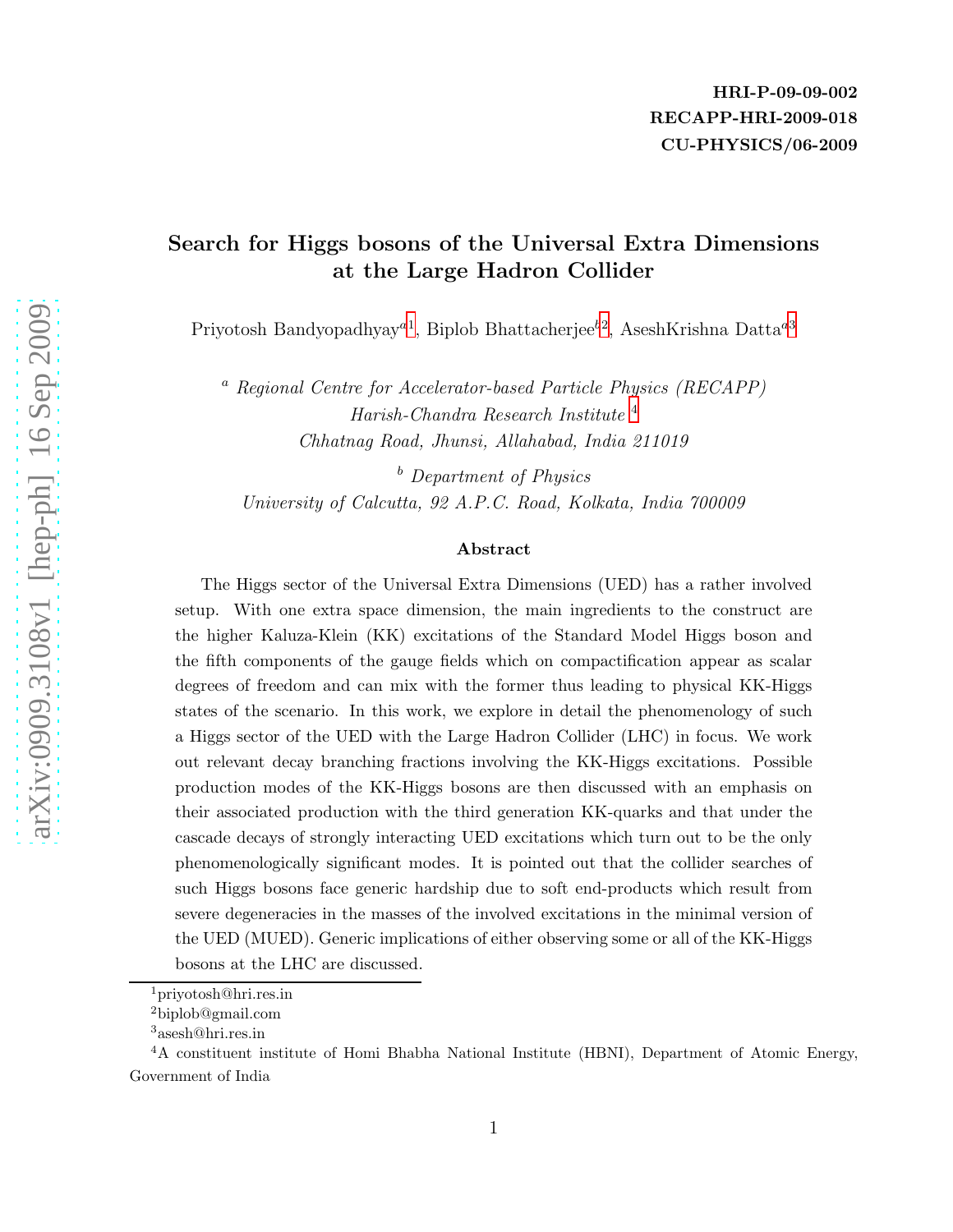HRI-P-09-09-002
RECAPP-HRI-2009-018
CU-PHYSICS/06-2009

# Search for Higgs bosons of the Universal Extra Dimensions at the Large Hadron Collider

Priyotosh Bandyopadhyay[a1], Biplob Bhattacherjee[b2], AseshKrishna Datta[a3]

[a] *Regional Centre for Accelerator-based Particle Physics (RECAPP)*
*Harish-Chandra Research Institute* [4]
*Chhatnag Road, Jhunsi, Allahabad, India 211019*

[b] *Department of Physics*
*University of Calcutta, 92 A.P.C. Road, Kolkata, India 700009*

### Abstract

The Higgs sector of the Universal Extra Dimensions (UED) has a rather involved setup. With one extra space dimension, the main ingredients to the construct are the higher Kaluza-Klein (KK) excitations of the Standard Model Higgs boson and the fifth components of the gauge fields which on compactification appear as scalar degrees of freedom and can mix with the former thus leading to physical KK-Higgs states of the scenario. In this work, we explore in detail the phenomenology of such a Higgs sector of the UED with the Large Hadron Collider (LHC) in focus. We work out relevant decay branching fractions involving the KK-Higgs excitations. Possible production modes of the KK-Higgs bosons are then discussed with an emphasis on their associated production with the third generation KK-quarks and that under the cascade decays of strongly interacting UED excitations which turn out to be the only phenomenologically significant modes. It is pointed out that the collider searches of such Higgs bosons face generic hardship due to soft end-products which result from severe degeneracies in the masses of the involved excitations in the minimal version of the UED (MUED). Generic implications of either observing some or all of the KK-Higgs bosons at the LHC are discussed.

---

[1] priyotosh@hri.res.in

[2] biplob@gmail.com

[3] asesh@hri.res.in

[4] A constituent institute of Homi Bhabha National Institute (HBNI), Department of Atomic Energy, Government of India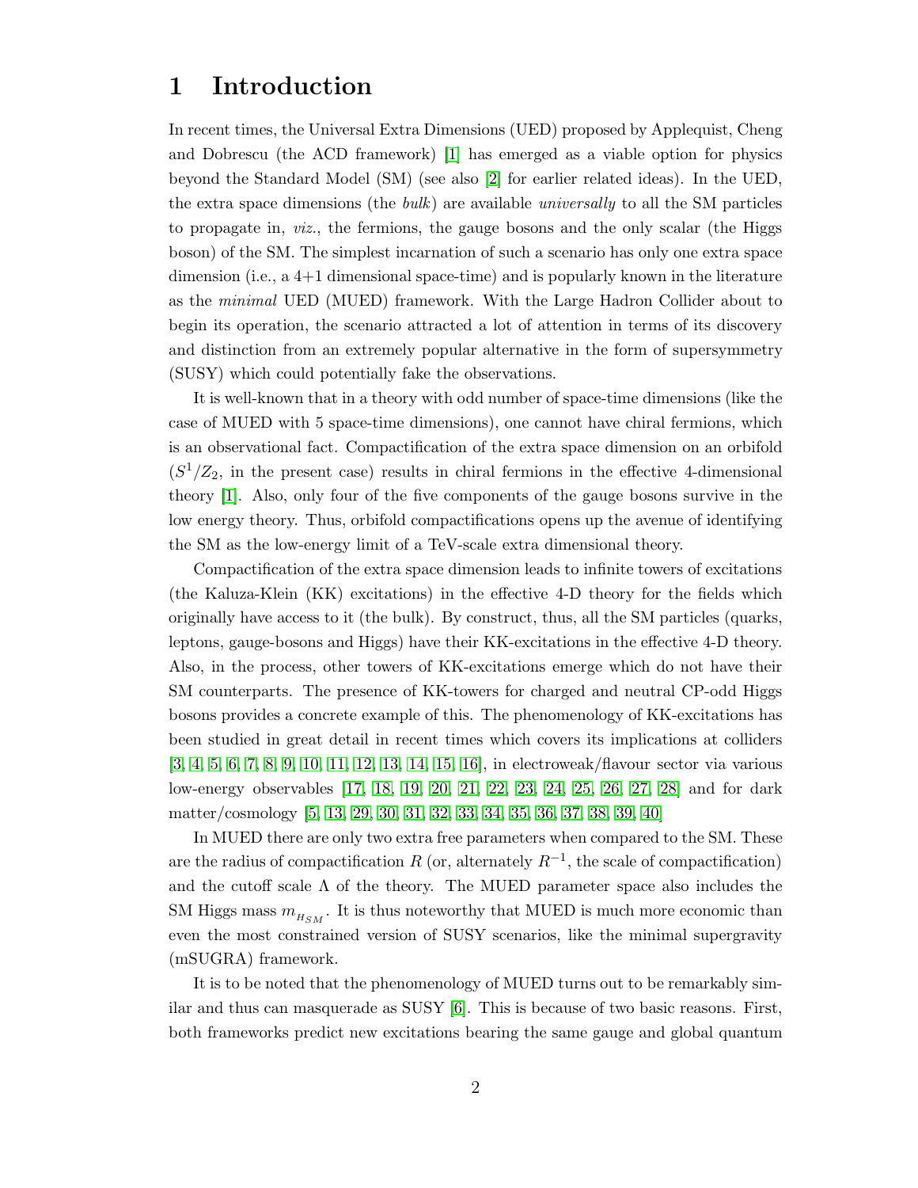# 1 Introduction

In recent times, the Universal Extra Dimensions (UED) proposed by Applequist, Cheng and Dobrescu (the ACD framework) [1] has emerged as a viable option for physics beyond the Standard Model (SM) (see also [2] for earlier related ideas). In the UED, the extra space dimensions (the *bulk*) are available *universally* to all the SM particles to propagate in, *viz.*, the fermions, the gauge bosons and the only scalar (the Higgs boson) of the SM. The simplest incarnation of such a scenario has only one extra space dimension (i.e., a 4+1 dimensional space-time) and is popularly known in the literature as the *minimal* UED (MUED) framework. With the Large Hadron Collider about to begin its operation, the scenario attracted a lot of attention in terms of its discovery and distinction from an extremely popular alternative in the form of supersymmetry (SUSY) which could potentially fake the observations.

It is well-known that in a theory with odd number of space-time dimensions (like the case of MUED with 5 space-time dimensions), one cannot have chiral fermions, which is an observational fact. Compactification of the extra space dimension on an orbifold ($S^1/Z_2$, in the present case) results in chiral fermions in the effective 4-dimensional theory [1]. Also, only four of the five components of the gauge bosons survive in the low energy theory. Thus, orbifold compactifications opens up the avenue of identifying the SM as the low-energy limit of a TeV-scale extra dimensional theory.

Compactification of the extra space dimension leads to infinite towers of excitations (the Kaluza-Klein (KK) excitations) in the effective 4-D theory for the fields which originally have access to it (the bulk). By construct, thus, all the SM particles (quarks, leptons, gauge-bosons and Higgs) have their KK-excitations in the effective 4-D theory. Also, in the process, other towers of KK-excitations emerge which do not have their SM counterparts. The presence of KK-towers for charged and neutral CP-odd Higgs bosons provides a concrete example of this. The phenomenology of KK-excitations has been studied in great detail in recent times which covers its implications at colliders [3, 4, 5, 6, 7, 8, 9, 10, 11, 12, 13, 14, 15, 16], in electroweak/flavour sector via various low-energy observables [17, 18, 19, 20, 21, 22, 23, 24, 25, 26, 27, 28] and for dark matter/cosmology [5, 13, 29, 30, 31, 32, 33, 34, 35, 36, 37, 38, 39, 40]

In MUED there are only two extra free parameters when compared to the SM. These are the radius of compactification $R$ (or, alternately $R^{-1}$, the scale of compactification) and the cutoff scale $\Lambda$ of the theory. The MUED parameter space also includes the SM Higgs mass $m_{H_{SM}}$. It is thus noteworthy that MUED is much more economic than even the most constrained version of SUSY scenarios, like the minimal supergravity (mSUGRA) framework.

It is to be noted that the phenomenology of MUED turns out to be remarkably similar and thus can masquerade as SUSY [6]. This is because of two basic reasons. First, both frameworks predict new excitations bearing the same gauge and global quantum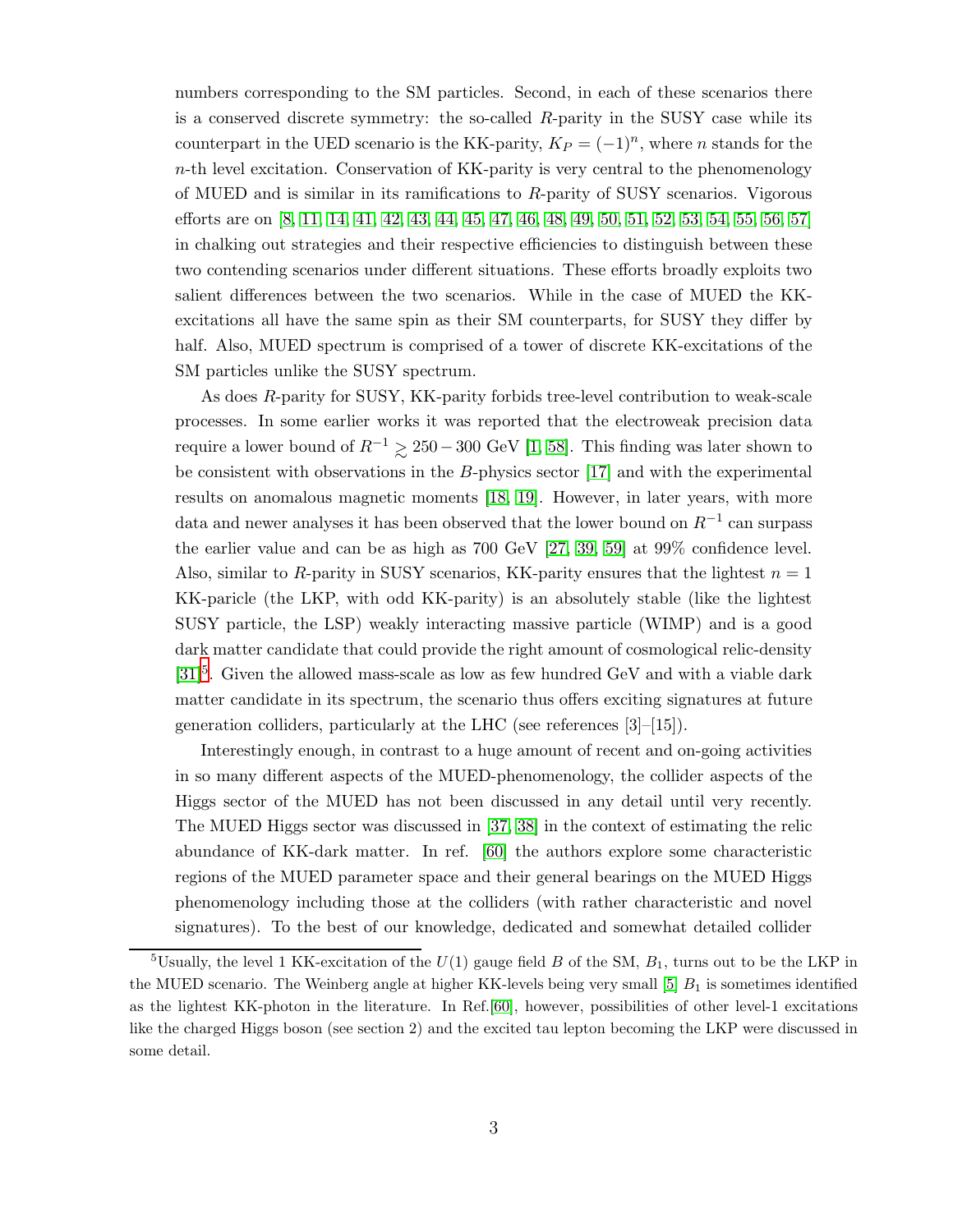numbers corresponding to the SM particles. Second, in each of these scenarios there is a conserved discrete symmetry: the so-called $R$-parity in the SUSY case while its counterpart in the UED scenario is the KK-parity, $K_P = (-1)^n$, where $n$ stands for the $n$-th level excitation. Conservation of KK-parity is very central to the phenomenology of MUED and is similar in its ramifications to $R$-parity of SUSY scenarios. Vigorous efforts are on [8, 11, 14, 41, 42, 43, 44, 45, 47, 46, 48, 49, 50, 51, 52, 53, 54, 55, 56, 57] in chalking out strategies and their respective efficiencies to distinguish between these two contending scenarios under different situations. These efforts broadly exploits two salient differences between the two scenarios. While in the case of MUED the KK-excitations all have the same spin as their SM counterparts, for SUSY they differ by half. Also, MUED spectrum is comprised of a tower of discrete KK-excitations of the SM particles unlike the SUSY spectrum.

As does $R$-parity for SUSY, KK-parity forbids tree-level contribution to weak-scale processes. In some earlier works it was reported that the electroweak precision data require a lower bound of $R^{-1} \gtrsim 250 - 300$ GeV [1, 58]. This finding was later shown to be consistent with observations in the $B$-physics sector [17] and with the experimental results on anomalous magnetic moments [18, 19]. However, in later years, with more data and newer analyses it has been observed that the lower bound on $R^{-1}$ can surpass the earlier value and can be as high as 700 GeV [27, 39, 59] at 99% confidence level. Also, similar to $R$-parity in SUSY scenarios, KK-parity ensures that the lightest $n = 1$ KK-paricle (the LKP, with odd KK-parity) is an absolutely stable (like the lightest SUSY particle, the LSP) weakly interacting massive particle (WIMP) and is a good dark matter candidate that could provide the right amount of cosmological relic-density [31][5]. Given the allowed mass-scale as low as few hundred GeV and with a viable dark matter candidate in its spectrum, the scenario thus offers exciting signatures at future generation colliders, particularly at the LHC (see references [3]–[15]).

Interestingly enough, in contrast to a huge amount of recent and on-going activities in so many different aspects of the MUED-phenomenology, the collider aspects of the Higgs sector of the MUED has not been discussed in any detail until very recently. The MUED Higgs sector was discussed in [37, 38] in the context of estimating the relic abundance of KK-dark matter. In ref. [60] the authors explore some characteristic regions of the MUED parameter space and their general bearings on the MUED Higgs phenomenology including those at the colliders (with rather characteristic and novel signatures). To the best of our knowledge, dedicated and somewhat detailed collider

[5] Usually, the level 1 KK-excitation of the $U(1)$ gauge field $B$ of the SM, $B_1$, turns out to be the LKP in the MUED scenario. The Weinberg angle at higher KK-levels being very small [5] $B_1$ is sometimes identified as the lightest KK-photon in the literature. In Ref.[60], however, possibilities of other level-1 excitations like the charged Higgs boson (see section 2) and the excited tau lepton becoming the LKP were discussed in some detail.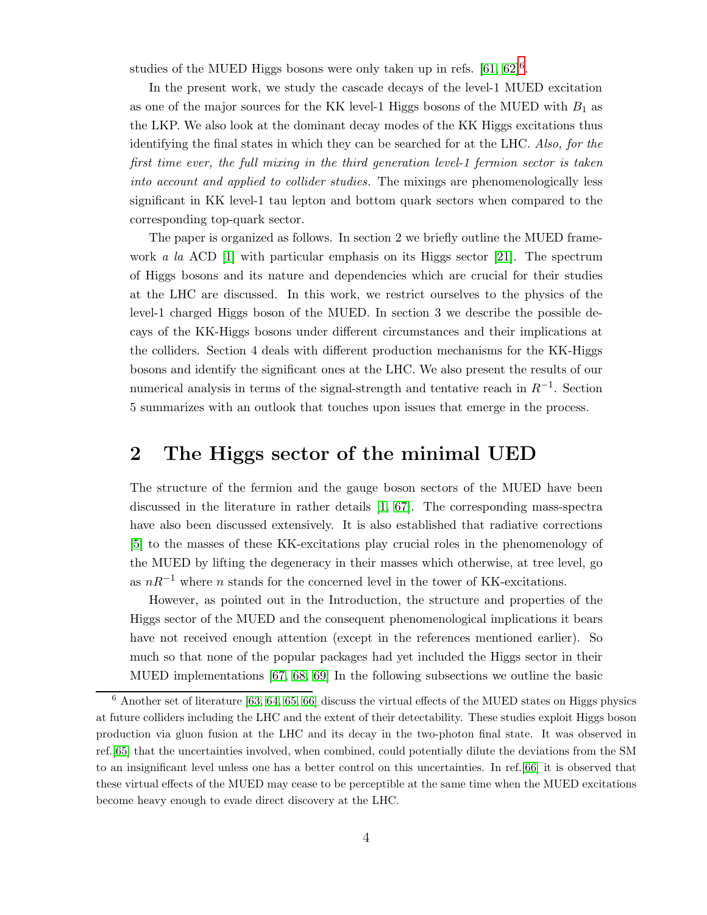studies of the MUED Higgs bosons were only taken up in refs. [61, 62][6].

In the present work, we study the cascade decays of the level-1 MUED excitation as one of the major sources for the KK level-1 Higgs bosons of the MUED with $B_1$ as the LKP. We also look at the dominant decay modes of the KK Higgs excitations thus identifying the final states in which they can be searched for at the LHC. *Also, for the first time ever, the full mixing in the third generation level-1 fermion sector is taken into account and applied to collider studies.* The mixings are phenomenologically less significant in KK level-1 tau lepton and bottom quark sectors when compared to the corresponding top-quark sector.

The paper is organized as follows. In section 2 we briefly outline the MUED framework *a la* ACD [1] with particular emphasis on its Higgs sector [21]. The spectrum of Higgs bosons and its nature and dependencies which are crucial for their studies at the LHC are discussed. In this work, we restrict ourselves to the physics of the level-1 charged Higgs boson of the MUED. In section 3 we describe the possible decays of the KK-Higgs bosons under different circumstances and their implications at the colliders. Section 4 deals with different production mechanisms for the KK-Higgs bosons and identify the significant ones at the LHC. We also present the results of our numerical analysis in terms of the signal-strength and tentative reach in $R^{-1}$. Section 5 summarizes with an outlook that touches upon issues that emerge in the process.

## 2 The Higgs sector of the minimal UED

The structure of the fermion and the gauge boson sectors of the MUED have been discussed in the literature in rather details [1, 67]. The corresponding mass-spectra have also been discussed extensively. It is also established that radiative corrections [5] to the masses of these KK-excitations play crucial roles in the phenomenology of the MUED by lifting the degeneracy in their masses which otherwise, at tree level, go as $nR^{-1}$ where $n$ stands for the concerned level in the tower of KK-excitations.

However, as pointed out in the Introduction, the structure and properties of the Higgs sector of the MUED and the consequent phenomenological implications it bears have not received enough attention (except in the references mentioned earlier). So much so that none of the popular packages had yet included the Higgs sector in their MUED implementations [67, 68, 69] In the following subsections we outline the basic

[6] Another set of literature [63, 64, 65, 66] discuss the virtual effects of the MUED states on Higgs physics at future colliders including the LHC and the extent of their detectability. These studies exploit Higgs boson production via gluon fusion at the LHC and its decay in the two-photon final state. It was observed in ref.[65] that the uncertainties involved, when combined, could potentially dilute the deviations from the SM to an insignificant level unless one has a better control on this uncertainties. In ref.[66] it is observed that these virtual effects of the MUED may cease to be perceptible at the same time when the MUED excitations become heavy enough to evade direct discovery at the LHC.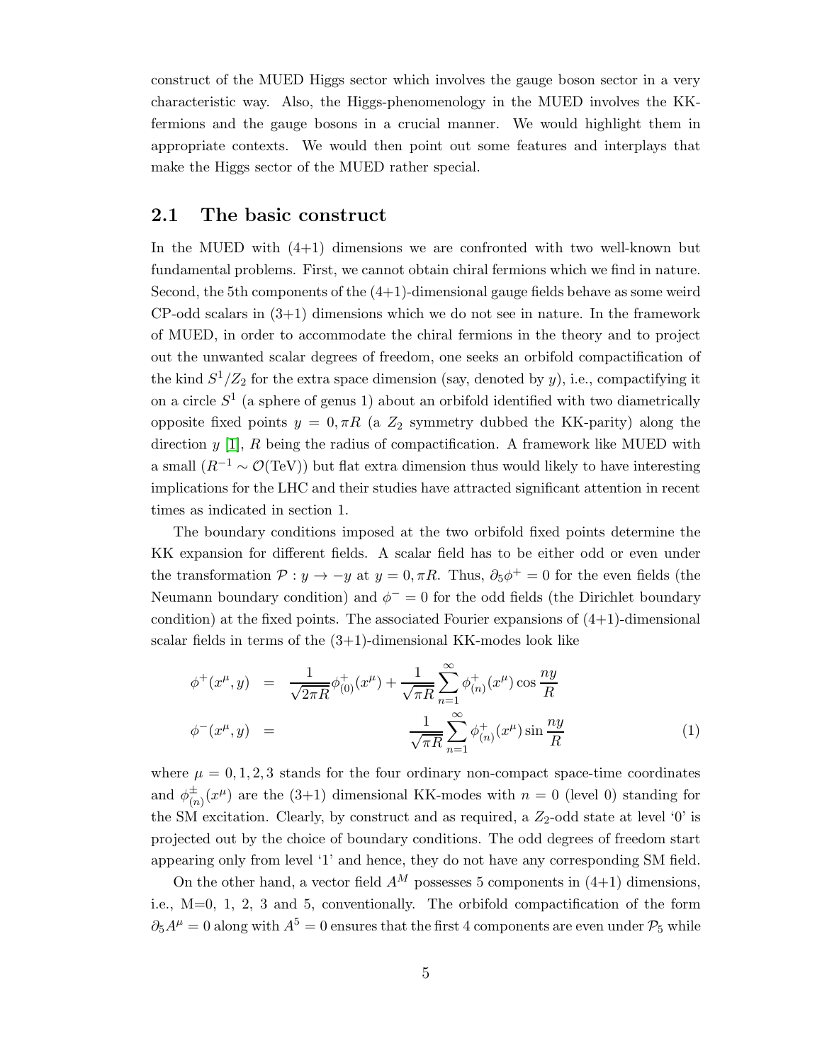construct of the MUED Higgs sector which involves the gauge boson sector in a very characteristic way. Also, the Higgs-phenomenology in the MUED involves the KK-fermions and the gauge bosons in a crucial manner. We would highlight them in appropriate contexts. We would then point out some features and interplays that make the Higgs sector of the MUED rather special.

## 2.1 The basic construct

In the MUED with (4+1) dimensions we are confronted with two well-known but fundamental problems. First, we cannot obtain chiral fermions which we find in nature. Second, the 5th components of the (4+1)-dimensional gauge fields behave as some weird CP-odd scalars in (3+1) dimensions which we do not see in nature. In the framework of MUED, in order to accommodate the chiral fermions in the theory and to project out the unwanted scalar degrees of freedom, one seeks an orbifold compactification of the kind $S^1/Z_2$ for the extra space dimension (say, denoted by $y$), i.e., compactifying it on a circle $S^1$ (a sphere of genus 1) about an orbifold identified with two diametrically opposite fixed points $y = 0, \pi R$ (a $Z_2$ symmetry dubbed the KK-parity) along the direction $y$ [1], $R$ being the radius of compactification. A framework like MUED with a small ($R^{-1} \sim \mathcal{O}(\text{TeV})$) but flat extra dimension thus would likely to have interesting implications for the LHC and their studies have attracted significant attention in recent times as indicated in section 1.

The boundary conditions imposed at the two orbifold fixed points determine the KK expansion for different fields. A scalar field has to be either odd or even under the transformation $\mathcal{P} : y \to -y$ at $y = 0, \pi R$. Thus, $\partial_5 \phi^+ = 0$ for the even fields (the Neumann boundary condition) and $\phi^- = 0$ for the odd fields (the Dirichlet boundary condition) at the fixed points. The associated Fourier expansions of (4+1)-dimensional scalar fields in terms of the (3+1)-dimensional KK-modes look like

$$
\begin{aligned}
\phi^+(x^\mu, y) &= \frac{1}{\sqrt{2\pi R}} \phi^+_{(0)}(x^\mu) + \frac{1}{\sqrt{\pi R}} \sum_{n=1}^{\infty} \phi^+_{(n)}(x^\mu) \cos \frac{ny}{R} \\
\phi^-(x^\mu, y) &= \frac{1}{\sqrt{\pi R}} \sum_{n=1}^{\infty} \phi^+_{(n)}(x^\mu) \sin \frac{ny}{R}
\end{aligned}
\qquad (1)
$$

where $\mu = 0, 1, 2, 3$ stands for the four ordinary non-compact space-time coordinates and $\phi^\pm_{(n)}(x^\mu)$ are the (3+1) dimensional KK-modes with $n = 0$ (level 0) standing for the SM excitation. Clearly, by construct and as required, a $Z_2$-odd state at level '0' is projected out by the choice of boundary conditions. The odd degrees of freedom start appearing only from level '1' and hence, they do not have any corresponding SM field.

On the other hand, a vector field $A^M$ possesses 5 components in (4+1) dimensions, i.e., M=0, 1, 2, 3 and 5, conventionally. The orbifold compactification of the form $\partial_5 A^\mu = 0$ along with $A^5 = 0$ ensures that the first 4 components are even under $\mathcal{P}_5$ while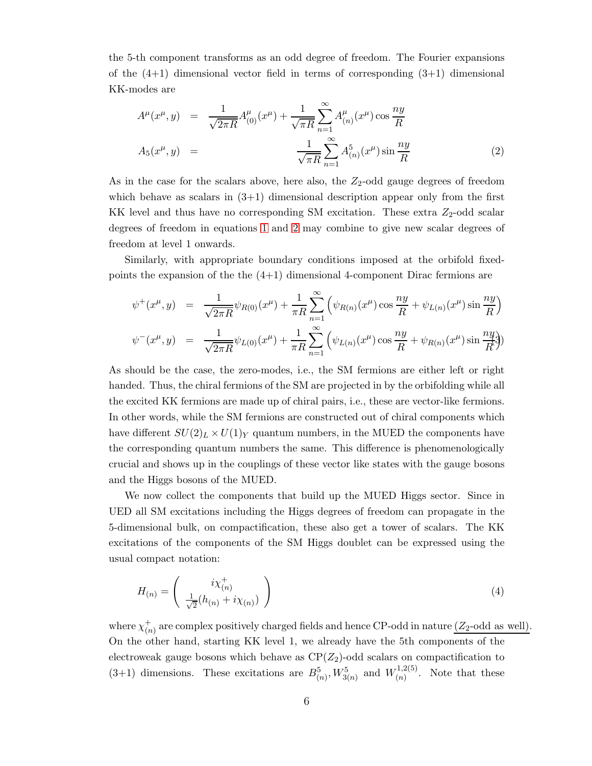the 5-th component transforms as an odd degree of freedom. The Fourier expansions of the (4+1) dimensional vector field in terms of corresponding (3+1) dimensional KK-modes are

$$
\begin{aligned}
A^{\mu}(x^{\mu}, y) &= \frac{1}{\sqrt{2\pi R}} A^{\mu}_{(0)}(x^{\mu}) + \frac{1}{\sqrt{\pi R}} \sum_{n=1}^{\infty} A^{\mu}_{(n)}(x^{\mu}) \cos \frac{ny}{R} \\
A_5(x^{\mu}, y) &= \frac{1}{\sqrt{\pi R}} \sum_{n=1}^{\infty} A^{5}_{(n)}(x^{\mu}) \sin \frac{ny}{R}
\end{aligned} \tag{2}
$$

As in the case for the scalars above, here also, the $Z_2$-odd gauge degrees of freedom which behave as scalars in (3+1) dimensional description appear only from the first KK level and thus have no corresponding SM excitation. These extra $Z_2$-odd scalar degrees of freedom in equations 1 and 2 may combine to give new scalar degrees of freedom at level 1 onwards.

Similarly, with appropriate boundary conditions imposed at the orbifold fixed-points the expansion of the the (4+1) dimensional 4-component Dirac fermions are

$$
\begin{aligned}
\psi^{+}(x^{\mu}, y) &= \frac{1}{\sqrt{2\pi R}} \psi_{R(0)}(x^{\mu}) + \frac{1}{\pi R} \sum_{n=1}^{\infty} \left( \psi_{R(n)}(x^{\mu}) \cos \frac{ny}{R} + \psi_{L(n)}(x^{\mu}) \sin \frac{ny}{R} \right) \\
\psi^{-}(x^{\mu}, y) &= \frac{1}{\sqrt{2\pi R}} \psi_{L(0)}(x^{\mu}) + \frac{1}{\pi R} \sum_{n=1}^{\infty} \left( \psi_{L(n)}(x^{\mu}) \cos \frac{ny}{R} + \psi_{R(n)}(x^{\mu}) \sin \frac{ny}{R} \right)
\end{aligned} \tag{3}
$$

As should be the case, the zero-modes, i.e., the SM fermions are either left or right handed. Thus, the chiral fermions of the SM are projected in by the orbifolding while all the excited KK fermions are made up of chiral pairs, i.e., these are vector-like fermions. In other words, while the SM fermions are constructed out of chiral components which have different $SU(2)_L \times U(1)_Y$ quantum numbers, in the MUED the components have the corresponding quantum numbers the same. This difference is phenomenologically crucial and shows up in the couplings of these vector like states with the gauge bosons and the Higgs bosons of the MUED.

We now collect the components that build up the MUED Higgs sector. Since in UED all SM excitations including the Higgs degrees of freedom can propagate in the 5-dimensional bulk, on compactification, these also get a tower of scalars. The KK excitations of the components of the SM Higgs doublet can be expressed using the usual compact notation:

$$
H_{(n)} = \begin{pmatrix} i\chi^{+}_{(n)} \\ \frac{1}{\sqrt{2}}(h_{(n)} + i\chi_{(n)}) \end{pmatrix} \tag{4}
$$

where $\chi^{+}_{(n)}$ are complex positively charged fields and hence CP-odd in nature ($Z_2$-odd as well). On the other hand, starting KK level 1, we already have the 5th components of the electroweak gauge bosons which behave as CP($Z_2$)-odd scalars on compactification to (3+1) dimensions. These excitations are $B^5_{(n)}, W^5_{3(n)}$ and $W^{1,2(5)}_{(n)}$. Note that these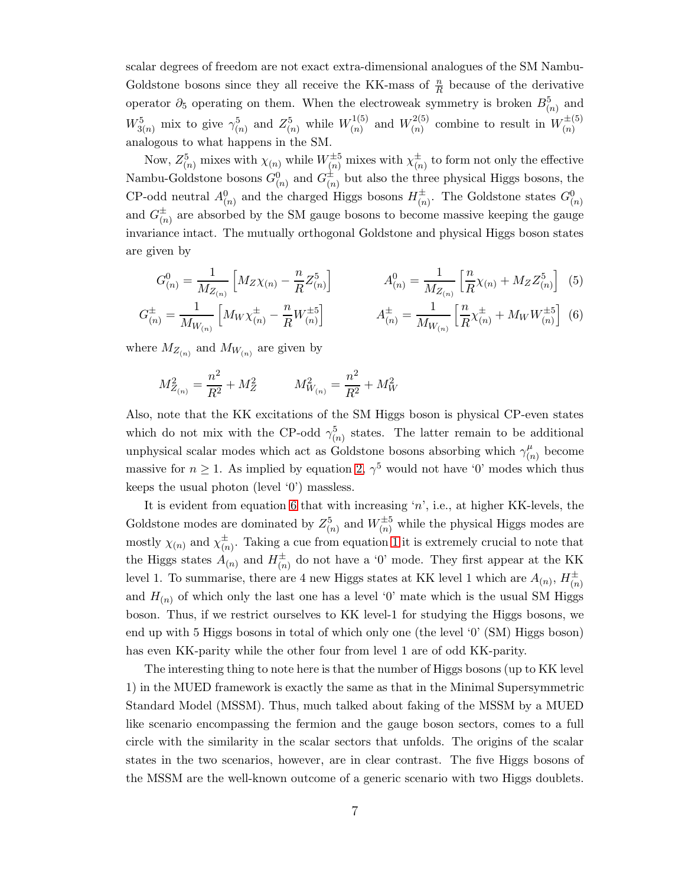scalar degrees of freedom are not exact extra-dimensional analogues of the SM Nambu-Goldstone bosons since they all receive the KK-mass of $\frac{n}{R}$ because of the derivative operator $\partial_5$ operating on them. When the electroweak symmetry is broken $B^5_{(n)}$ and $W^5_{3(n)}$ mix to give $\gamma^5_{(n)}$ and $Z^5_{(n)}$ while $W^{1(5)}_{(n)}$ and $W^{2(5)}_{(n)}$ combine to result in $W^{\pm(5)}_{(n)}$ analogous to what happens in the SM.

Now, $Z^5_{(n)}$ mixes with $\chi_{(n)}$ while $W^{\pm 5}_{(n)}$ mixes with $\chi^{\pm}_{(n)}$ to form not only the effective Nambu-Goldstone bosons $G^0_{(n)}$ and $G^{\pm}_{(n)}$ but also the three physical Higgs bosons, the CP-odd neutral $A^0_{(n)}$ and the charged Higgs bosons $H^{\pm}_{(n)}$. The Goldstone states $G^0_{(n)}$ and $G^{\pm}_{(n)}$ are absorbed by the SM gauge bosons to become massive keeping the gauge invariance intact. The mutually orthogonal Goldstone and physical Higgs boson states are given by

$$G^0_{(n)} = \frac{1}{M_{Z_{(n)}}}\left[M_Z \chi_{(n)} - \frac{n}{R} Z^5_{(n)}\right] \qquad A^0_{(n)} = \frac{1}{M_{Z_{(n)}}}\left[\frac{n}{R}\chi_{(n)} + M_Z Z^5_{(n)}\right] \quad (5)$$

$$G^{\pm}_{(n)} = \frac{1}{M_{W_{(n)}}}\left[M_W \chi^{\pm}_{(n)} - \frac{n}{R} W^{\pm 5}_{(n)}\right] \qquad A^{\pm}_{(n)} = \frac{1}{M_{W_{(n)}}}\left[\frac{n}{R}\chi^{\pm}_{(n)} + M_W W^{\pm 5}_{(n)}\right] \quad (6)$$

where $M_{Z_{(n)}}$ and $M_{W_{(n)}}$ are given by

$$M^2_{Z_{(n)}} = \frac{n^2}{R^2} + M^2_Z \qquad M^2_{W_{(n)}} = \frac{n^2}{R^2} + M^2_W$$

Also, note that the KK excitations of the SM Higgs boson is physical CP-even states which do not mix with the CP-odd $\gamma^5_{(n)}$ states. The latter remain to be additional unphysical scalar modes which act as Goldstone bosons absorbing which $\gamma^{\mu}_{(n)}$ become massive for $n \geq 1$. As implied by equation 2, $\gamma^5$ would not have '0' modes which thus keeps the usual photon (level '0') massless.

It is evident from equation 6 that with increasing '$n$', i.e., at higher KK-levels, the Goldstone modes are dominated by $Z^5_{(n)}$ and $W^{\pm 5}_{(n)}$ while the physical Higgs modes are mostly $\chi_{(n)}$ and $\chi^{\pm}_{(n)}$. Taking a cue from equation 1 it is extremely crucial to note that the Higgs states $A_{(n)}$ and $H^{\pm}_{(n)}$ do not have a '0' mode. They first appear at the KK level 1. To summarise, there are 4 new Higgs states at KK level 1 which are $A_{(n)}$, $H^{\pm}_{(n)}$ and $H_{(n)}$ of which only the last one has a level '0' mate which is the usual SM Higgs boson. Thus, if we restrict ourselves to KK level-1 for studying the Higgs bosons, we end up with 5 Higgs bosons in total of which only one (the level '0' (SM) Higgs boson) has even KK-parity while the other four from level 1 are of odd KK-parity.

The interesting thing to note here is that the number of Higgs bosons (up to KK level 1) in the MUED framework is exactly the same as that in the Minimal Supersymmetric Standard Model (MSSM). Thus, much talked about faking of the MSSM by a MUED like scenario encompassing the fermion and the gauge boson sectors, comes to a full circle with the similarity in the scalar sectors that unfolds. The origins of the scalar states in the two scenarios, however, are in clear contrast. The five Higgs bosons of the MSSM are the well-known outcome of a generic scenario with two Higgs doublets.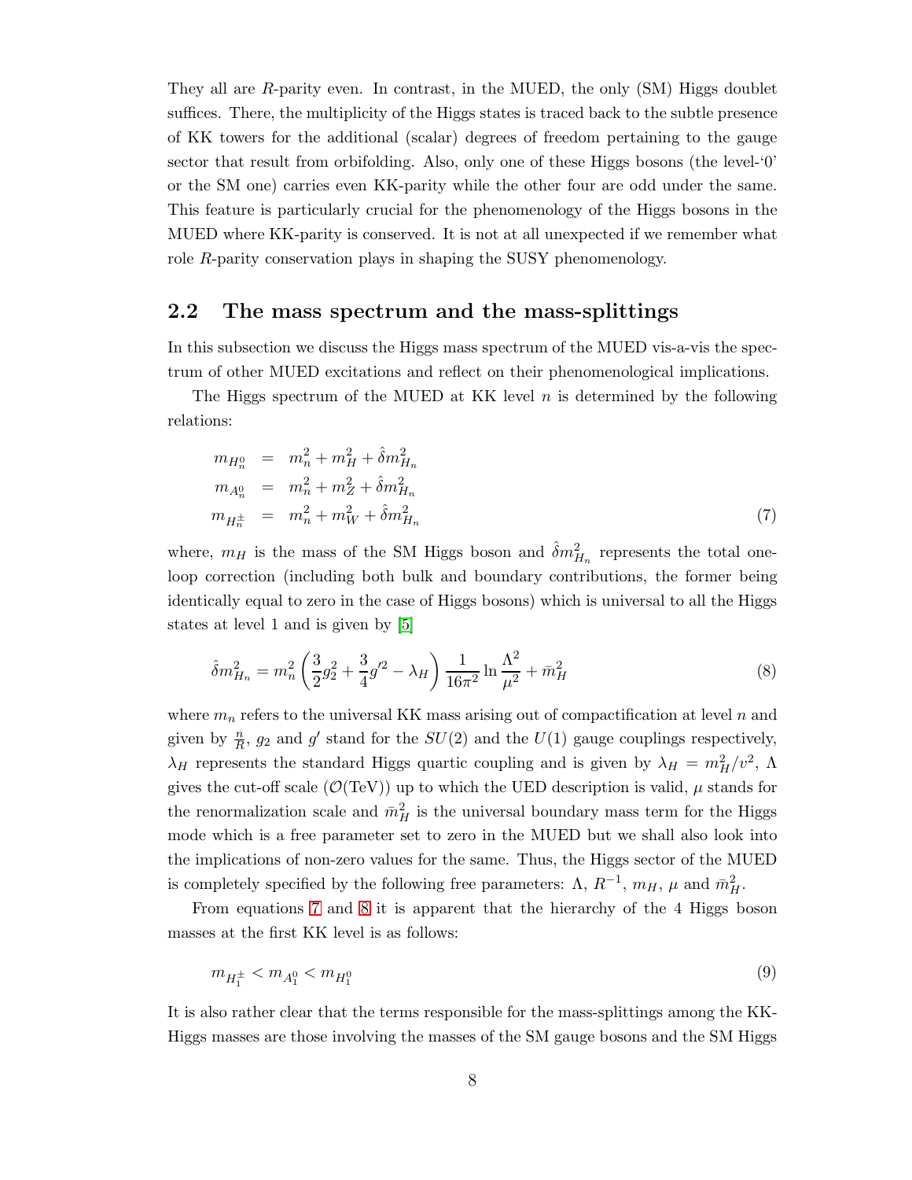They all are $R$-parity even. In contrast, in the MUED, the only (SM) Higgs doublet suffices. There, the multiplicity of the Higgs states is traced back to the subtle presence of KK towers for the additional (scalar) degrees of freedom pertaining to the gauge sector that result from orbifolding. Also, only one of these Higgs bosons (the level-'0' or the SM one) carries even KK-parity while the other four are odd under the same. This feature is particularly crucial for the phenomenology of the Higgs bosons in the MUED where KK-parity is conserved. It is not at all unexpected if we remember what role $R$-parity conservation plays in shaping the SUSY phenomenology.

## 2.2 The mass spectrum and the mass-splittings

In this subsection we discuss the Higgs mass spectrum of the MUED vis-a-vis the spectrum of other MUED excitations and reflect on their phenomenological implications.

The Higgs spectrum of the MUED at KK level $n$ is determined by the following relations:

$$
\begin{aligned}
m_{H_n^0} &= m_n^2 + m_H^2 + \hat{\delta} m_{H_n}^2 \\
m_{A_n^0} &= m_n^2 + m_Z^2 + \hat{\delta} m_{H_n}^2 \\
m_{H_n^\pm} &= m_n^2 + m_W^2 + \hat{\delta} m_{H_n}^2
\end{aligned}
\tag{7}
$$

where, $m_H$ is the mass of the SM Higgs boson and $\hat{\delta} m_{H_n}^2$ represents the total one-loop correction (including both bulk and boundary contributions, the former being identically equal to zero in the case of Higgs bosons) which is universal to all the Higgs states at level 1 and is given by [5]

$$
\hat{\delta} m_{H_n}^2 = m_n^2 \left( \frac{3}{2} g_2^2 + \frac{3}{4} g'^2 - \lambda_H \right) \frac{1}{16\pi^2} \ln \frac{\Lambda^2}{\mu^2} + \bar{m}_H^2
\tag{8}
$$

where $m_n$ refers to the universal KK mass arising out of compactification at level $n$ and given by $\frac{n}{R}$, $g_2$ and $g'$ stand for the $SU(2)$ and the $U(1)$ gauge couplings respectively, $\lambda_H$ represents the standard Higgs quartic coupling and is given by $\lambda_H = m_H^2/v^2$, $\Lambda$ gives the cut-off scale ($\mathcal{O}$(TeV)) up to which the UED description is valid, $\mu$ stands for the renormalization scale and $\bar{m}_H^2$ is the universal boundary mass term for the Higgs mode which is a free parameter set to zero in the MUED but we shall also look into the implications of non-zero values for the same. Thus, the Higgs sector of the MUED is completely specified by the following free parameters: $\Lambda$, $R^{-1}$, $m_H$, $\mu$ and $\bar{m}_H^2$.

From equations 7 and 8 it is apparent that the hierarchy of the 4 Higgs boson masses at the first KK level is as follows:

$$
m_{H_1^\pm} < m_{A_1^0} < m_{H_1^0}
\tag{9}
$$

It is also rather clear that the terms responsible for the mass-splittings among the KK-Higgs masses are those involving the masses of the SM gauge bosons and the SM Higgs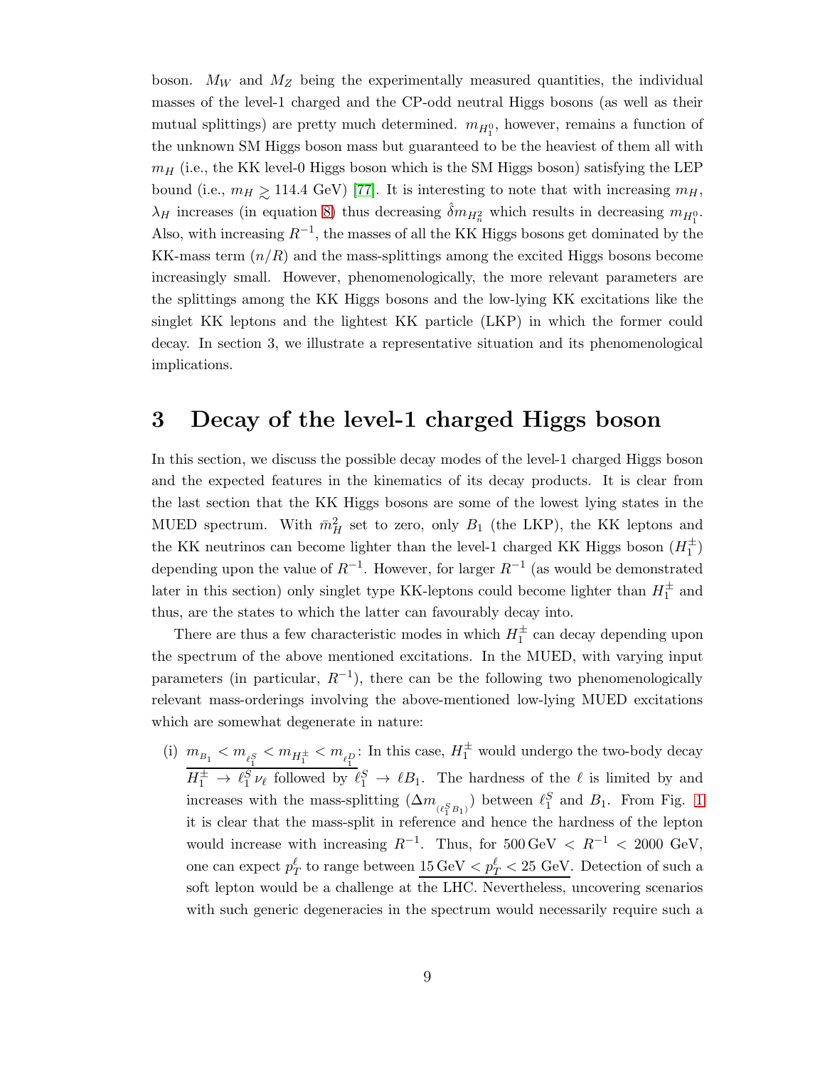boson. $M_W$ and $M_Z$ being the experimentally measured quantities, the individual masses of the level-1 charged and the CP-odd neutral Higgs bosons (as well as their mutual splittings) are pretty much determined. $m_{H_1^0}$, however, remains a function of the unknown SM Higgs boson mass but guaranteed to be the heaviest of them all with $m_H$ (i.e., the KK level-0 Higgs boson which is the SM Higgs boson) satisfying the LEP bound (i.e., $m_H \gtrsim 114.4$ GeV) [77]. It is interesting to note that with increasing $m_H$, $\lambda_H$ increases (in equation 8) thus decreasing $\hat{\delta}m_{H_n^2}$ which results in decreasing $m_{H_1^0}$. Also, with increasing $R^{-1}$, the masses of all the KK Higgs bosons get dominated by the KK-mass term $(n/R)$ and the mass-splittings among the excited Higgs bosons become increasingly small. However, phenomenologically, the more relevant parameters are the splittings among the KK Higgs bosons and the low-lying KK excitations like the singlet KK leptons and the lightest KK particle (LKP) in which the former could decay. In section 3, we illustrate a representative situation and its phenomenological implications.

# 3 Decay of the level-1 charged Higgs boson

In this section, we discuss the possible decay modes of the level-1 charged Higgs boson and the expected features in the kinematics of its decay products. It is clear from the last section that the KK Higgs bosons are some of the lowest lying states in the MUED spectrum. With $\bar{m}_H^2$ set to zero, only $B_1$ (the LKP), the KK leptons and the KK neutrinos can become lighter than the level-1 charged KK Higgs boson ($H_1^\pm$) depending upon the value of $R^{-1}$. However, for larger $R^{-1}$ (as would be demonstrated later in this section) only singlet type KK-leptons could become lighter than $H_1^\pm$ and thus, are the states to which the latter can favourably decay into.

There are thus a few characteristic modes in which $H_1^\pm$ can decay depending upon the spectrum of the above mentioned excitations. In the MUED, with varying input parameters (in particular, $R^{-1}$), there can be the following two phenomenologically relevant mass-orderings involving the above-mentioned low-lying MUED excitations which are somewhat degenerate in nature:

(i) $\underline{m_{B_1} < m_{\ell_1^S} < m_{H_1^\pm} < m_{\ell_1^D}}$: In this case, $H_1^\pm$ would undergo the two-body decay $\underline{H_1^\pm \to \ell_1^S \nu_\ell}$ followed by $\ell_1^S \to \ell B_1$. The hardness of the $\ell$ is limited by and increases with the mass-splitting ($\Delta m_{(\ell_1^S B_1)}$) between $\ell_1^S$ and $B_1$. From Fig. 1 it is clear that the mass-split in reference and hence the hardness of the lepton would increase with increasing $R^{-1}$. Thus, for $500\,\text{GeV} < R^{-1} < 2000$ GeV, one can expect $p_T^\ell$ to range between $\underline{15\,\text{GeV} < p_T^\ell < 25\ \text{GeV}}$. Detection of such a soft lepton would be a challenge at the LHC. Nevertheless, uncovering scenarios with such generic degeneracies in the spectrum would necessarily require such a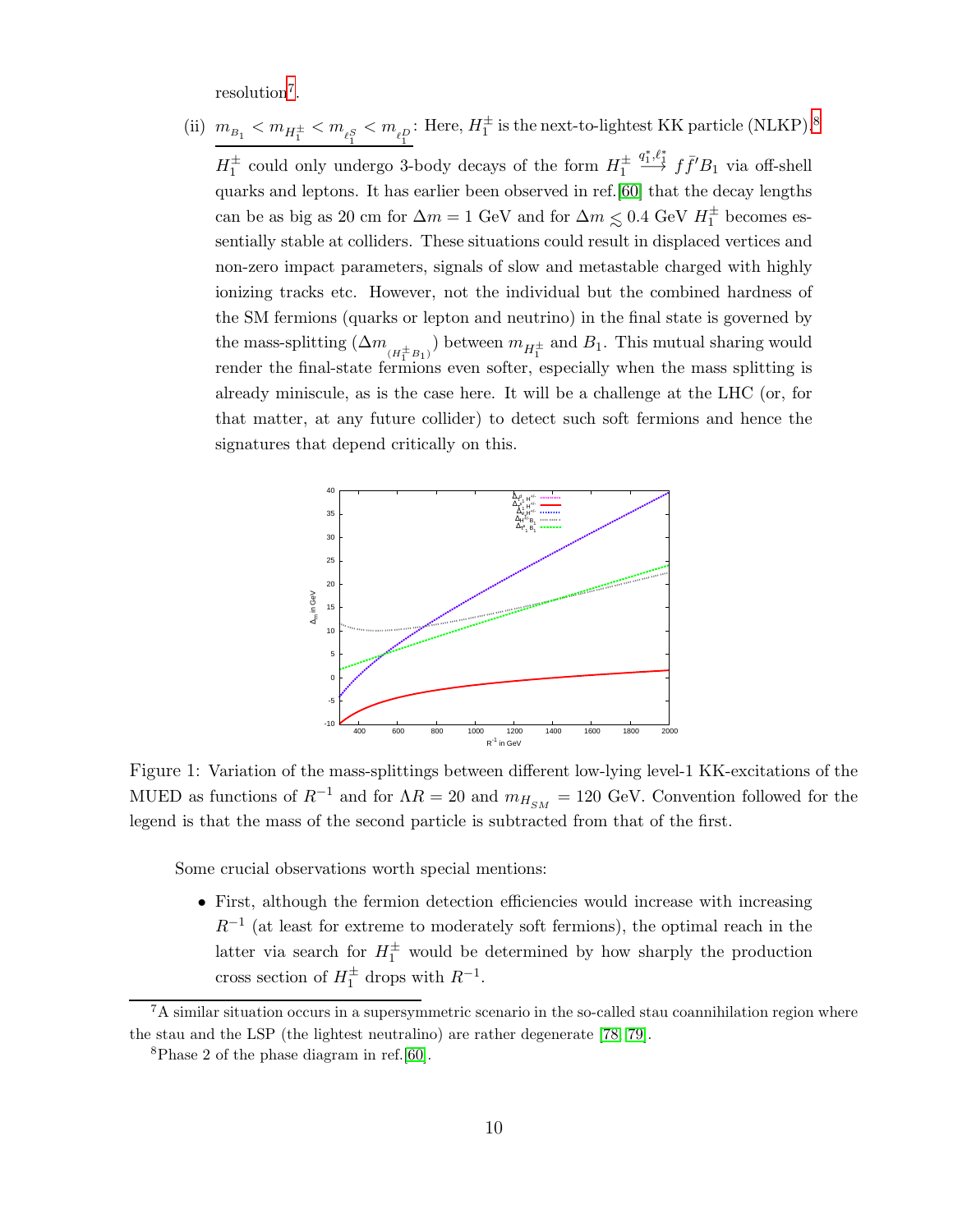resolution[7].

(ii) $m_{B_1} < m_{H_1^\pm} < m_{\ell_1^S} < m_{\ell_1^D}$: Here, $H_1^\pm$ is the next-to-lightest KK particle (NLKP).[8] $H_1^\pm$ could only undergo 3-body decays of the form $H_1^\pm \xrightarrow{q_1^*, \ell_1^*} f\bar{f}'B_1$ via off-shell quarks and leptons. It has earlier been observed in ref.[60] that the decay lengths can be as big as 20 cm for $\Delta m = 1$ GeV and for $\Delta m \lesssim 0.4$ GeV $H_1^\pm$ becomes essentially stable at colliders. These situations could result in displaced vertices and non-zero impact parameters, signals of slow and metastable charged with highly ionizing tracks etc. However, not the individual but the combined hardness of the SM fermions (quarks or lepton and neutrino) in the final state is governed by the mass-splitting ($\Delta m_{(H_1^\pm B_1)}$) between $m_{H_1^\pm}$ and $B_1$. This mutual sharing would render the final-state fermions even softer, especially when the mass splitting is already miniscule, as is the case here. It will be a challenge at the LHC (or, for that matter, at any future collider) to detect such soft fermions and hence the signatures that depend critically on this.

Figure 1: Variation of the mass-splittings between different low-lying level-1 KK-excitations of the MUED as functions of $R^{-1}$ and for $\Lambda R = 20$ and $m_{H_{SM}} = 120$ GeV. Convention followed for the legend is that the mass of the second particle is subtracted from that of the first.

Some crucial observations worth special mentions:

- First, although the fermion detection efficiencies would increase with increasing $R^{-1}$ (at least for extreme to moderately soft fermions), the optimal reach in the latter via search for $H_1^\pm$ would be determined by how sharply the production cross section of $H_1^\pm$ drops with $R^{-1}$.

---

[7] A similar situation occurs in a supersymmetric scenario in the so-called stau coannihilation region where the stau and the LSP (the lightest neutralino) are rather degenerate [78, 79].

[8] Phase 2 of the phase diagram in ref.[60].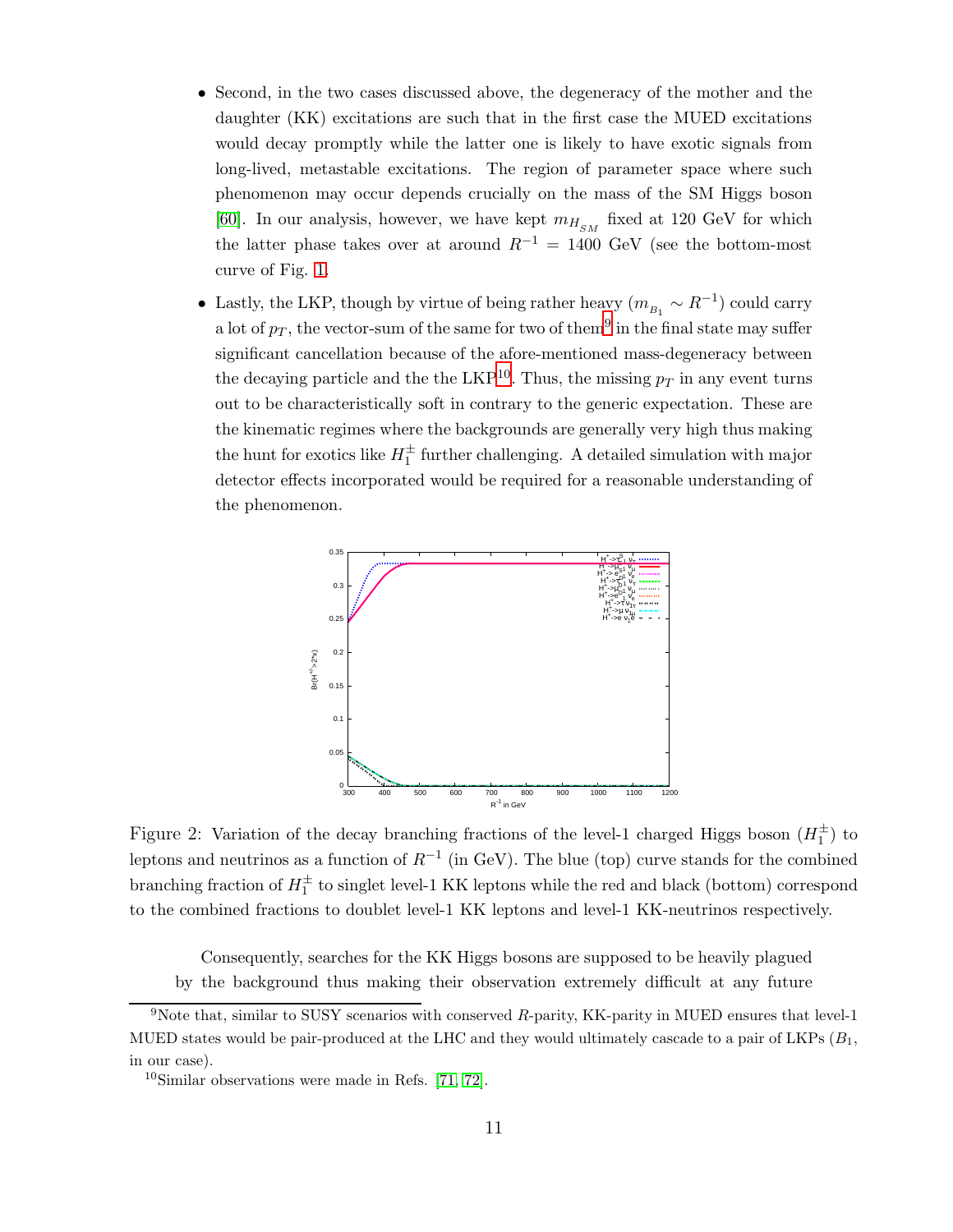- Second, in the two cases discussed above, the degeneracy of the mother and the daughter (KK) excitations are such that in the first case the MUED excitations would decay promptly while the latter one is likely to have exotic signals from long-lived, metastable excitations. The region of parameter space where such phenomenon may occur depends crucially on the mass of the SM Higgs boson [60]. In our analysis, however, we have kept $m_{H_{SM}}$ fixed at 120 GeV for which the latter phase takes over at around $R^{-1} = 1400$ GeV (see the bottom-most curve of Fig. 1).

- Lastly, the LKP, though by virtue of being rather heavy ($m_{B_1} \sim R^{-1}$) could carry a lot of $p_T$, the vector-sum of the same for two of them[9] in the final state may suffer significant cancellation because of the afore-mentioned mass-degeneracy between the decaying particle and the the LKP[10]. Thus, the missing $p_T$ in any event turns out to be characteristically soft in contrary to the generic expectation. These are the kinematic regimes where the backgrounds are generally very high thus making the hunt for exotics like $H_1^{\pm}$ further challenging. A detailed simulation with major detector effects incorporated would be required for a reasonable understanding of the phenomenon.

Figure 2: Variation of the decay branching fractions of the level-1 charged Higgs boson ($H_1^{\pm}$) to leptons and neutrinos as a function of $R^{-1}$ (in GeV). The blue (top) curve stands for the combined branching fraction of $H_1^{\pm}$ to singlet level-1 KK leptons while the red and black (bottom) correspond to the combined fractions to doublet level-1 KK leptons and level-1 KK-neutrinos respectively.

Consequently, searches for the KK Higgs bosons are supposed to be heavily plagued by the background thus making their observation extremely difficult at any future

[9] Note that, similar to SUSY scenarios with conserved $R$-parity, KK-parity in MUED ensures that level-1 MUED states would be pair-produced at the LHC and they would ultimately cascade to a pair of LKPs ($B_1$, in our case).

[10] Similar observations were made in Refs. [71, 72].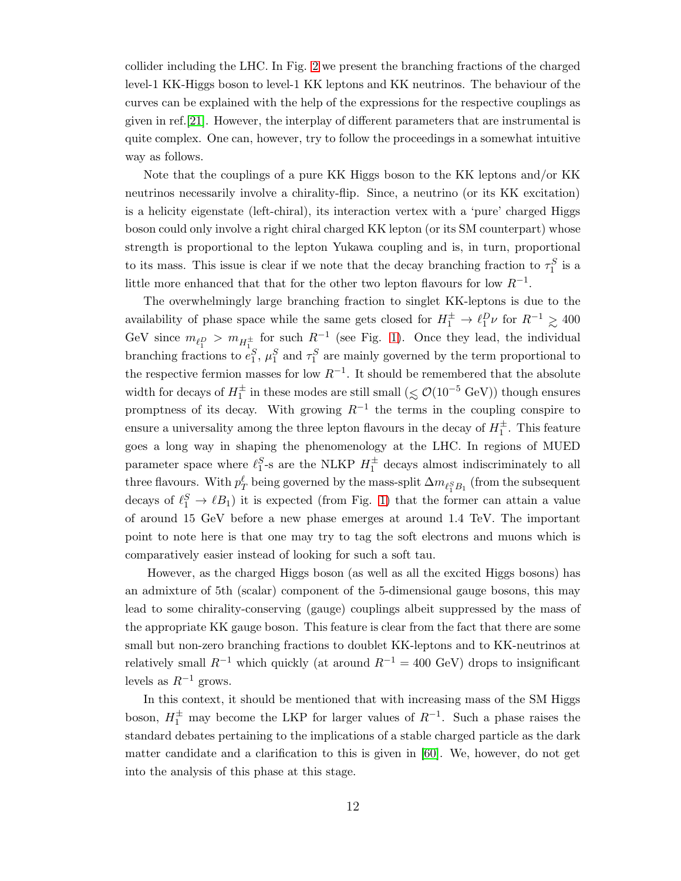collider including the LHC. In Fig. 2 we present the branching fractions of the charged level-1 KK-Higgs boson to level-1 KK leptons and KK neutrinos. The behaviour of the curves can be explained with the help of the expressions for the respective couplings as given in ref.[21]. However, the interplay of different parameters that are instrumental is quite complex. One can, however, try to follow the proceedings in a somewhat intuitive way as follows.

Note that the couplings of a pure KK Higgs boson to the KK leptons and/or KK neutrinos necessarily involve a chirality-flip. Since, a neutrino (or its KK excitation) is a helicity eigenstate (left-chiral), its interaction vertex with a 'pure' charged Higgs boson could only involve a right chiral charged KK lepton (or its SM counterpart) whose strength is proportional to the lepton Yukawa coupling and is, in turn, proportional to its mass. This issue is clear if we note that the decay branching fraction to $\tau_1^S$ is a little more enhanced that that for the other two lepton flavours for low $R^{-1}$.

The overwhelmingly large branching fraction to singlet KK-leptons is due to the availability of phase space while the same gets closed for $H_1^\pm \to \ell_1^D \nu$ for $R^{-1} \gtrsim 400$ GeV since $m_{\ell_1^D} > m_{H_1^\pm}$ for such $R^{-1}$ (see Fig. 1). Once they lead, the individual branching fractions to $e_1^S$, $\mu_1^S$ and $\tau_1^S$ are mainly governed by the term proportional to the respective fermion masses for low $R^{-1}$. It should be remembered that the absolute width for decays of $H_1^\pm$ in these modes are still small ($\lesssim \mathcal{O}(10^{-5}$ GeV$)$) though ensures promptness of its decay. With growing $R^{-1}$ the terms in the coupling conspire to ensure a universality among the three lepton flavours in the decay of $H_1^\pm$. This feature goes a long way in shaping the phenomenology at the LHC. In regions of MUED parameter space where $\ell_1^S$-s are the NLKP $H_1^\pm$ decays almost indiscriminately to all three flavours. With $p_T^\ell$ being governed by the mass-split $\Delta m_{\ell_1^S B_1}$ (from the subsequent decays of $\ell_1^S \to \ell B_1$) it is expected (from Fig. 1) that the former can attain a value of around 15 GeV before a new phase emerges at around 1.4 TeV. The important point to note here is that one may try to tag the soft electrons and muons which is comparatively easier instead of looking for such a soft tau.

However, as the charged Higgs boson (as well as all the excited Higgs bosons) has an admixture of 5th (scalar) component of the 5-dimensional gauge bosons, this may lead to some chirality-conserving (gauge) couplings albeit suppressed by the mass of the appropriate KK gauge boson. This feature is clear from the fact that there are some small but non-zero branching fractions to doublet KK-leptons and to KK-neutrinos at relatively small $R^{-1}$ which quickly (at around $R^{-1} = 400$ GeV) drops to insignificant levels as $R^{-1}$ grows.

In this context, it should be mentioned that with increasing mass of the SM Higgs boson, $H_1^\pm$ may become the LKP for larger values of $R^{-1}$. Such a phase raises the standard debates pertaining to the implications of a stable charged particle as the dark matter candidate and a clarification to this is given in [60]. We, however, do not get into the analysis of this phase at this stage.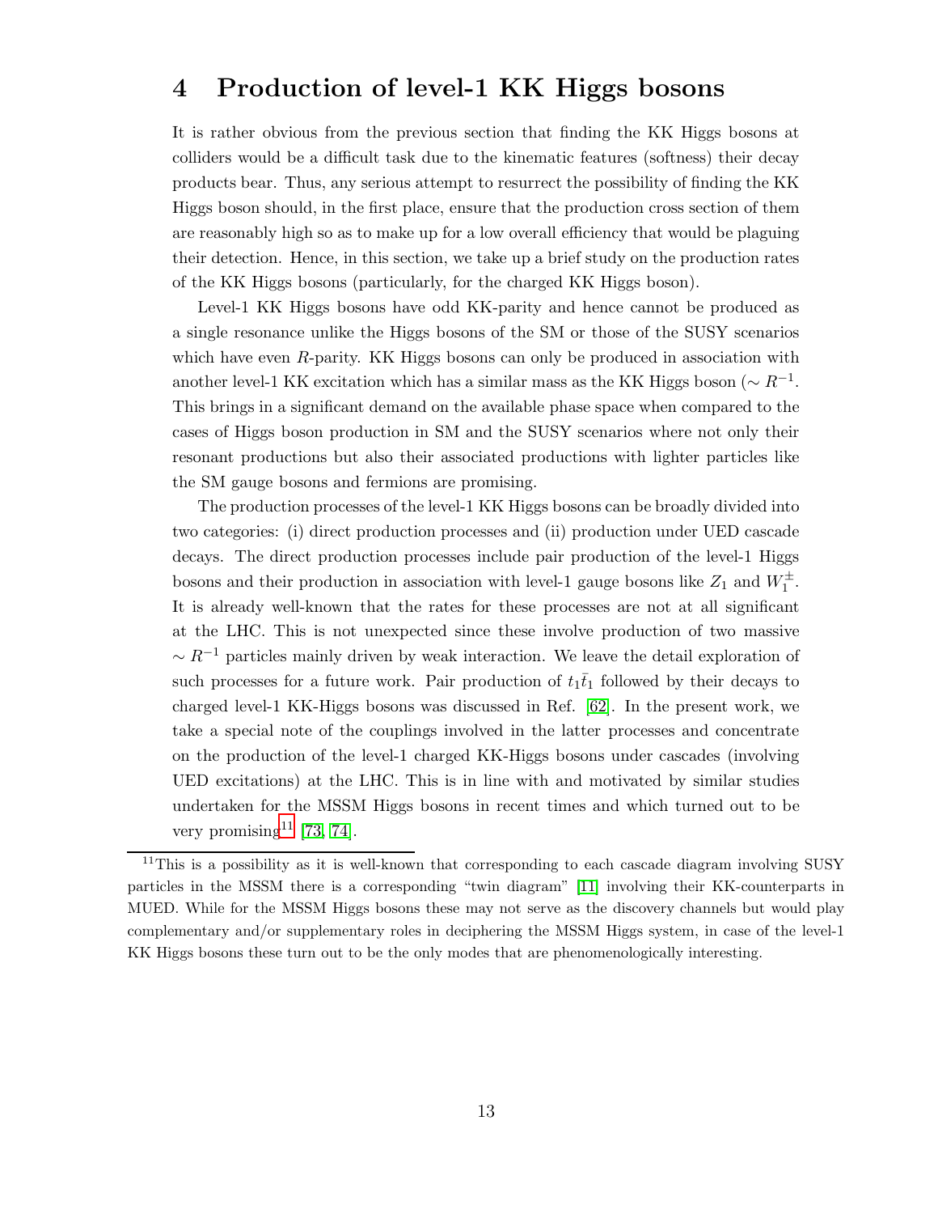# 4 Production of level-1 KK Higgs bosons

It is rather obvious from the previous section that finding the KK Higgs bosons at colliders would be a difficult task due to the kinematic features (softness) their decay products bear. Thus, any serious attempt to resurrect the possibility of finding the KK Higgs boson should, in the first place, ensure that the production cross section of them are reasonably high so as to make up for a low overall efficiency that would be plaguing their detection. Hence, in this section, we take up a brief study on the production rates of the KK Higgs bosons (particularly, for the charged KK Higgs boson).

Level-1 KK Higgs bosons have odd KK-parity and hence cannot be produced as a single resonance unlike the Higgs bosons of the SM or those of the SUSY scenarios which have even $R$-parity. KK Higgs bosons can only be produced in association with another level-1 KK excitation which has a similar mass as the KK Higgs boson ($\sim R^{-1}$. This brings in a significant demand on the available phase space when compared to the cases of Higgs boson production in SM and the SUSY scenarios where not only their resonant productions but also their associated productions with lighter particles like the SM gauge bosons and fermions are promising.

The production processes of the level-1 KK Higgs bosons can be broadly divided into two categories: (i) direct production processes and (ii) production under UED cascade decays. The direct production processes include pair production of the level-1 Higgs bosons and their production in association with level-1 gauge bosons like $Z_1$ and $W_1^{\pm}$. It is already well-known that the rates for these processes are not at all significant at the LHC. This is not unexpected since these involve production of two massive $\sim R^{-1}$ particles mainly driven by weak interaction. We leave the detail exploration of such processes for a future work. Pair production of $t_1\bar{t}_1$ followed by their decays to charged level-1 KK-Higgs bosons was discussed in Ref. [62]. In the present work, we take a special note of the couplings involved in the latter processes and concentrate on the production of the level-1 charged KK-Higgs bosons under cascades (involving UED excitations) at the LHC. This is in line with and motivated by similar studies undertaken for the MSSM Higgs bosons in recent times and which turned out to be very promising[11] [73, 74].

[11] This is a possibility as it is well-known that corresponding to each cascade diagram involving SUSY particles in the MSSM there is a corresponding "twin diagram" [11] involving their KK-counterparts in MUED. While for the MSSM Higgs bosons these may not serve as the discovery channels but would play complementary and/or supplementary roles in deciphering the MSSM Higgs system, in case of the level-1 KK Higgs bosons these turn out to be the only modes that are phenomenologically interesting.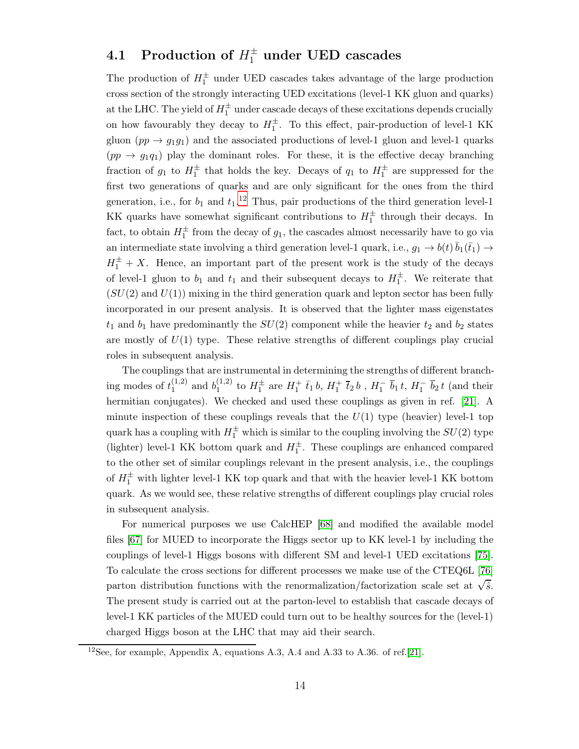### 4.1 Production of $H_1^\pm$ under UED cascades

The production of $H_1^\pm$ under UED cascades takes advantage of the large production cross section of the strongly interacting UED excitations (level-1 KK gluon and quarks) at the LHC. The yield of $H_1^\pm$ under cascade decays of these excitations depends crucially on how favourably they decay to $H_1^\pm$. To this effect, pair-production of level-1 KK gluon ($pp \to g_1 g_1$) and the associated productions of level-1 gluon and level-1 quarks ($pp \to g_1 q_1$) play the dominant roles. For these, it is the effective decay branching fraction of $g_1$ to $H_1^\pm$ that holds the key. Decays of $q_1$ to $H_1^\pm$ are suppressed for the first two generations of quarks and are only significant for the ones from the third generation, i.e., for $b_1$ and $t_1$.[12] Thus, pair productions of the third generation level-1 KK quarks have somewhat significant contributions to $H_1^\pm$ through their decays. In fact, to obtain $H_1^\pm$ from the decay of $g_1$, the cascades almost necessarily have to go via an intermediate state involving a third generation level-1 quark, i.e., $g_1 \to b(t)\, \bar{b}_1(\bar{t}_1) \to H_1^\pm + X$. Hence, an important part of the present work is the study of the decays of level-1 gluon to $b_1$ and $t_1$ and their subsequent decays to $H_1^\pm$. We reiterate that ($SU(2)$ and $U(1)$) mixing in the third generation quark and lepton sector has been fully incorporated in our present analysis. It is observed that the lighter mass eigenstates $t_1$ and $b_1$ have predominantly the $SU(2)$ component while the heavier $t_2$ and $b_2$ states are mostly of $U(1)$ type. These relative strengths of different couplings play crucial roles in subsequent analysis.

The couplings that are instrumental in determining the strengths of different branching modes of $t_1^{(1,2)}$ and $b_1^{(1,2)}$ to $H_1^\pm$ are $H_1^+\, \bar{t}_1\, b$, $H_1^+\, \bar{t}_2\, b$ , $H_1^-\, \bar{b}_1\, t$, $H_1^-\, \bar{b}_2\, t$ (and their hermitian conjugates). We checked and used these couplings as given in ref. [21]. A minute inspection of these couplings reveals that the $U(1)$ type (heavier) level-1 top quark has a coupling with $H_1^\pm$ which is similar to the coupling involving the $SU(2)$ type (lighter) level-1 KK bottom quark and $H_1^\pm$. These couplings are enhanced compared to the other set of similar couplings relevant in the present analysis, i.e., the couplings of $H_1^\pm$ with lighter level-1 KK top quark and that with the heavier level-1 KK bottom quark. As we would see, these relative strengths of different couplings play crucial roles in subsequent analysis.

For numerical purposes we use CalcHEP [68] and modified the available model files [67] for MUED to incorporate the Higgs sector up to KK level-1 by including the couplings of level-1 Higgs bosons with different SM and level-1 UED excitations [75]. To calculate the cross sections for different processes we make use of the CTEQ6L [76] parton distribution functions with the renormalization/factorization scale set at $\sqrt{\hat{s}}$. The present study is carried out at the parton-level to establish that cascade decays of level-1 KK particles of the MUED could turn out to be healthy sources for the (level-1) charged Higgs boson at the LHC that may aid their search.

[12] See, for example, Appendix A, equations A.3, A.4 and A.33 to A.36. of ref.[21].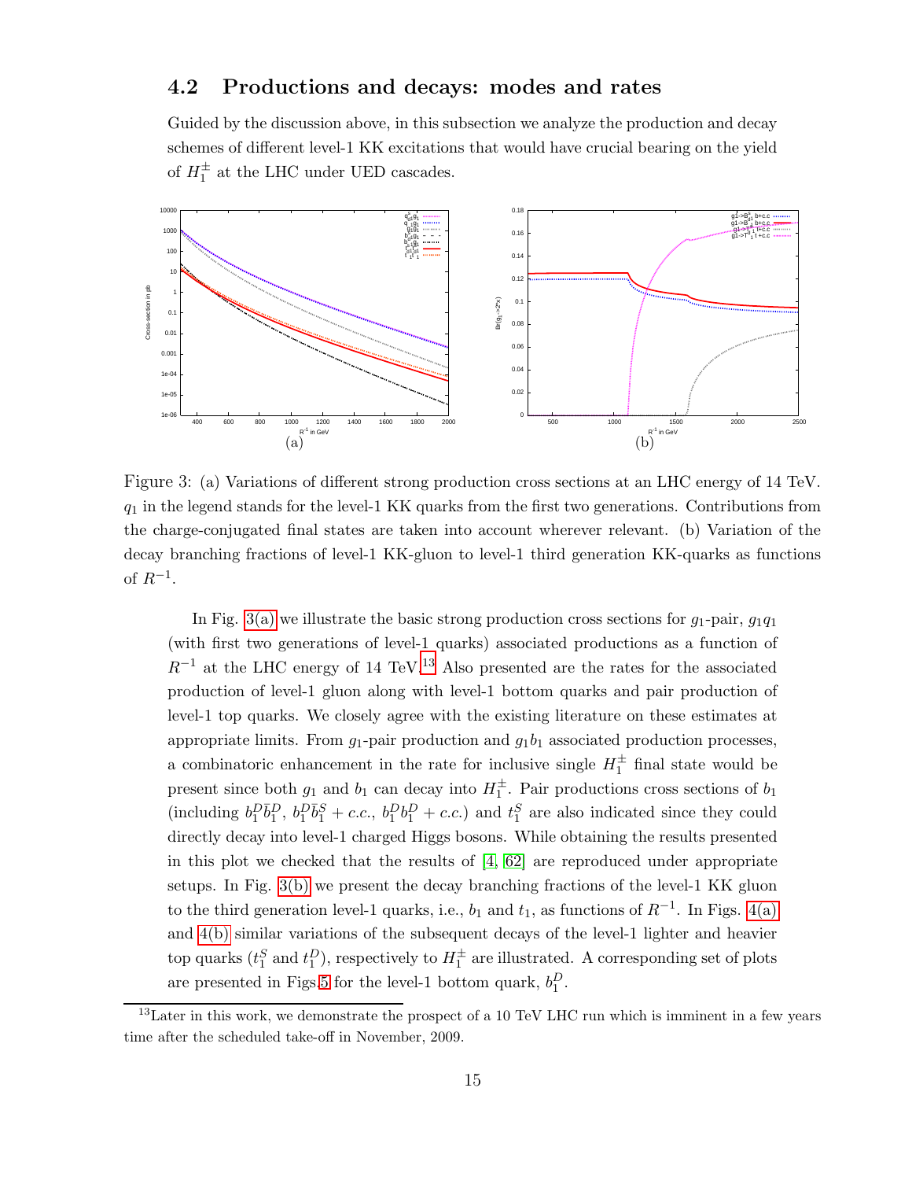## 4.2 Productions and decays: modes and rates

Guided by the discussion above, in this subsection we analyze the production and decay schemes of different level-1 KK excitations that would have crucial bearing on the yield of $H_1^\pm$ at the LHC under UED cascades.

(a)

(b)

Figure 3: (a) Variations of different strong production cross sections at an LHC energy of 14 TeV. $q_1$ in the legend stands for the level-1 KK quarks from the first two generations. Contributions from the charge-conjugated final states are taken into account wherever relevant. (b) Variation of the decay branching fractions of level-1 KK-gluon to level-1 third generation KK-quarks as functions of $R^{-1}$.

In Fig. 3(a) we illustrate the basic strong production cross sections for $g_1$-pair, $g_1 q_1$ (with first two generations of level-1 quarks) associated productions as a function of $R^{-1}$ at the LHC energy of 14 TeV.[13] Also presented are the rates for the associated production of level-1 gluon along with level-1 bottom quarks and pair production of level-1 top quarks. We closely agree with the existing literature on these estimates at appropriate limits. From $g_1$-pair production and $g_1 b_1$ associated production processes, a combinatoric enhancement in the rate for inclusive single $H_1^\pm$ final state would be present since both $g_1$ and $b_1$ can decay into $H_1^\pm$. Pair productions cross sections of $b_1$ (including $b_1^D \bar{b}_1^D$, $b_1^D \bar{b}_1^S + c.c.$, $b_1^D b_1^D + c.c.$) and $t_1^S$ are also indicated since they could directly decay into level-1 charged Higgs bosons. While obtaining the results presented in this plot we checked that the results of [4, 62] are reproduced under appropriate setups. In Fig. 3(b) we present the decay branching fractions of the level-1 KK gluon to the third generation level-1 quarks, i.e., $b_1$ and $t_1$, as functions of $R^{-1}$. In Figs. 4(a) and 4(b) similar variations of the subsequent decays of the level-1 lighter and heavier top quarks ($t_1^S$ and $t_1^D$), respectively to $H_1^\pm$ are illustrated. A corresponding set of plots are presented in Figs.5 for the level-1 bottom quark, $b_1^D$.

[13] Later in this work, we demonstrate the prospect of a 10 TeV LHC run which is imminent in a few years time after the scheduled take-off in November, 2009.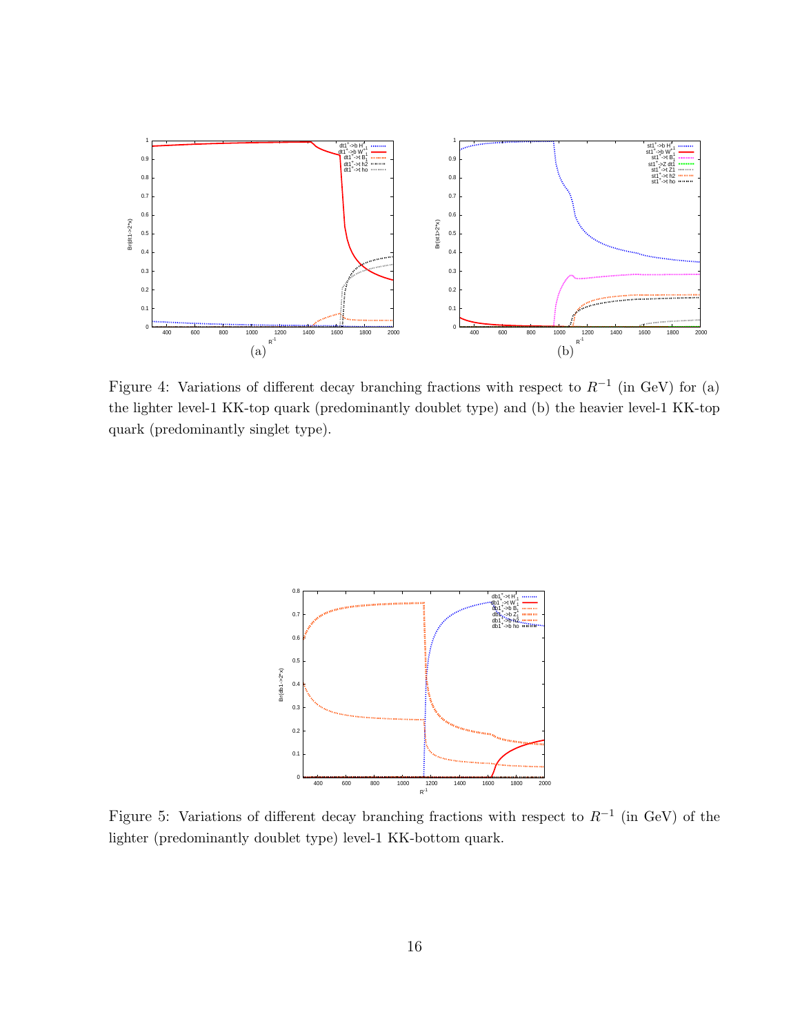Figure 4: Variations of different decay branching fractions with respect to $R^{-1}$ (in GeV) for (a) the lighter level-1 KK-top quark (predominantly doublet type) and (b) the heavier level-1 KK-top quark (predominantly singlet type).

Figure 5: Variations of different decay branching fractions with respect to $R^{-1}$ (in GeV) of the lighter (predominantly doublet type) level-1 KK-bottom quark.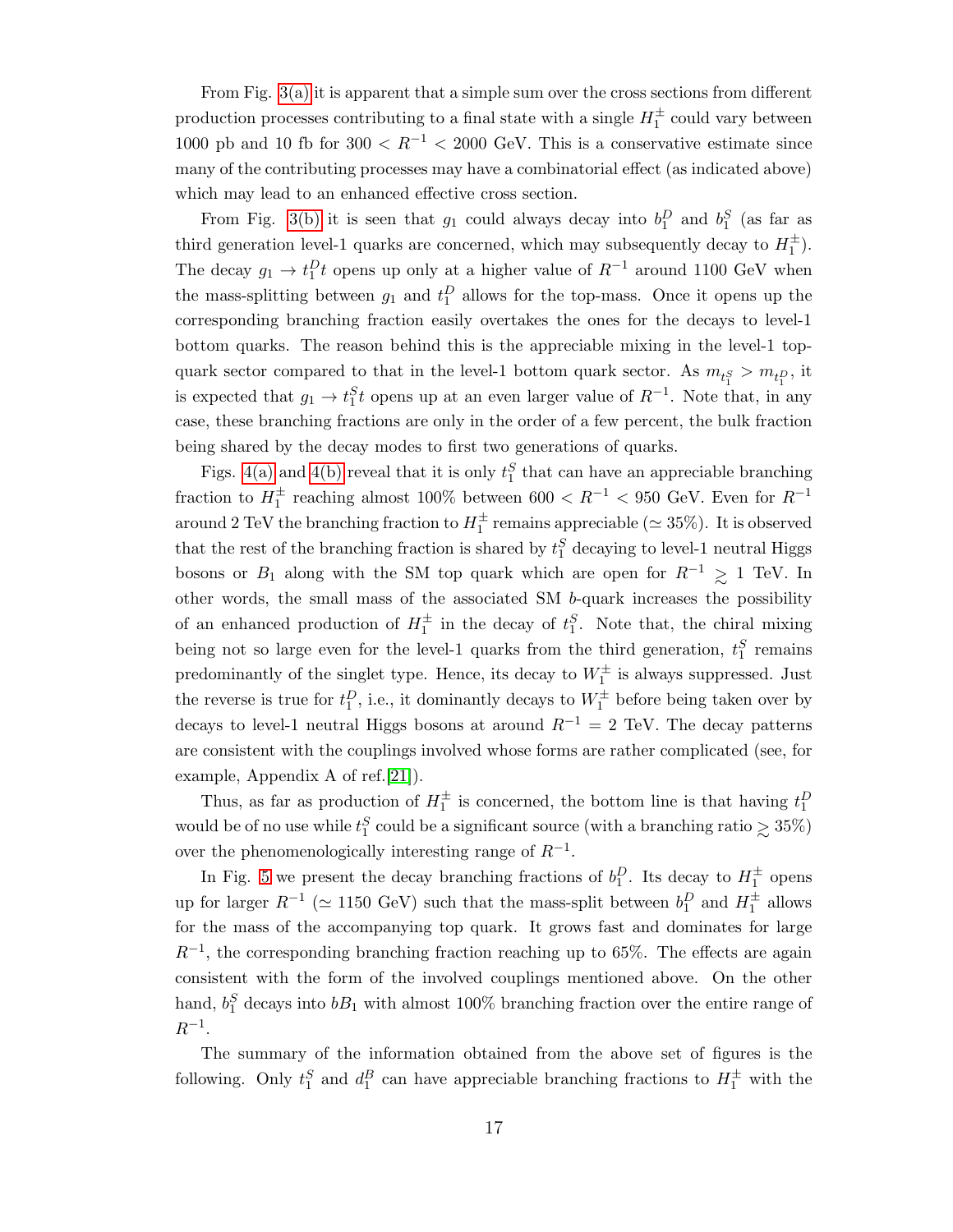From Fig. 3(a) it is apparent that a simple sum over the cross sections from different production processes contributing to a final state with a single $H_1^\pm$ could vary between 1000 pb and 10 fb for $300 < R^{-1} < 2000$ GeV. This is a conservative estimate since many of the contributing processes may have a combinatorial effect (as indicated above) which may lead to an enhanced effective cross section.

From Fig. 3(b) it is seen that $g_1$ could always decay into $b_1^D$ and $b_1^S$ (as far as third generation level-1 quarks are concerned, which may subsequently decay to $H_1^\pm$). The decay $g_1 \to t_1^D t$ opens up only at a higher value of $R^{-1}$ around 1100 GeV when the mass-splitting between $g_1$ and $t_1^D$ allows for the top-mass. Once it opens up the corresponding branching fraction easily overtakes the ones for the decays to level-1 bottom quarks. The reason behind this is the appreciable mixing in the level-1 top-quark sector compared to that in the level-1 bottom quark sector. As $m_{t_1^S} > m_{t_1^D}$, it is expected that $g_1 \to t_1^S t$ opens up at an even larger value of $R^{-1}$. Note that, in any case, these branching fractions are only in the order of a few percent, the bulk fraction being shared by the decay modes to first two generations of quarks.

Figs. 4(a) and 4(b) reveal that it is only $t_1^S$ that can have an appreciable branching fraction to $H_1^\pm$ reaching almost 100% between $600 < R^{-1} < 950$ GeV. Even for $R^{-1}$ around 2 TeV the branching fraction to $H_1^\pm$ remains appreciable ($\simeq 35\%$). It is observed that the rest of the branching fraction is shared by $t_1^S$ decaying to level-1 neutral Higgs bosons or $B_1$ along with the SM top quark which are open for $R^{-1} \gtrsim 1$ TeV. In other words, the small mass of the associated SM $b$-quark increases the possibility of an enhanced production of $H_1^\pm$ in the decay of $t_1^S$. Note that, the chiral mixing being not so large even for the level-1 quarks from the third generation, $t_1^S$ remains predominantly of the singlet type. Hence, its decay to $W_1^\pm$ is always suppressed. Just the reverse is true for $t_1^D$, i.e., it dominantly decays to $W_1^\pm$ before being taken over by decays to level-1 neutral Higgs bosons at around $R^{-1} = 2$ TeV. The decay patterns are consistent with the couplings involved whose forms are rather complicated (see, for example, Appendix A of ref.[21]).

Thus, as far as production of $H_1^\pm$ is concerned, the bottom line is that having $t_1^D$ would be of no use while $t_1^S$ could be a significant source (with a branching ratio $\gtrsim 35\%$) over the phenomenologically interesting range of $R^{-1}$.

In Fig. 5 we present the decay branching fractions of $b_1^D$. Its decay to $H_1^\pm$ opens up for larger $R^{-1}$ ($\simeq 1150$ GeV) such that the mass-split between $b_1^D$ and $H_1^\pm$ allows for the mass of the accompanying top quark. It grows fast and dominates for large $R^{-1}$, the corresponding branching fraction reaching up to 65%. The effects are again consistent with the form of the involved couplings mentioned above. On the other hand, $b_1^S$ decays into $bB_1$ with almost 100% branching fraction over the entire range of $R^{-1}$.

The summary of the information obtained from the above set of figures is the following. Only $t_1^S$ and $d_1^B$ can have appreciable branching fractions to $H_1^\pm$ with the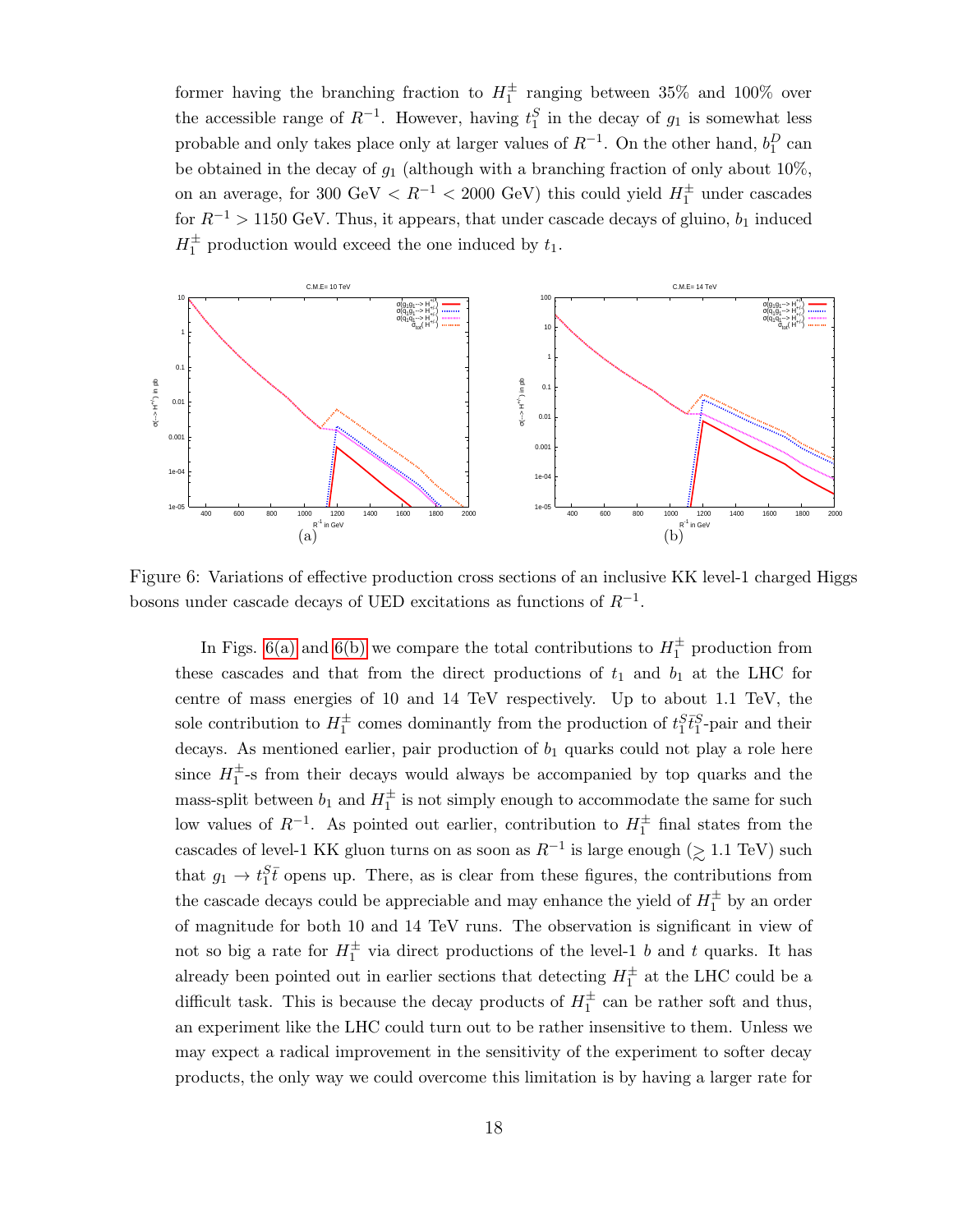former having the branching fraction to $H_1^\pm$ ranging between 35% and 100% over the accessible range of $R^{-1}$. However, having $t_1^S$ in the decay of $g_1$ is somewhat less probable and only takes place only at larger values of $R^{-1}$. On the other hand, $b_1^D$ can be obtained in the decay of $g_1$ (although with a branching fraction of only about 10%, on an average, for 300 GeV $< R^{-1} <$ 2000 GeV) this could yield $H_1^\pm$ under cascades for $R^{-1} >$ 1150 GeV. Thus, it appears, that under cascade decays of gluino, $b_1$ induced $H_1^\pm$ production would exceed the one induced by $t_1$.

(a) (b)

Figure 6: Variations of effective production cross sections of an inclusive KK level-1 charged Higgs bosons under cascade decays of UED excitations as functions of $R^{-1}$.

In Figs. 6(a) and 6(b) we compare the total contributions to $H_1^\pm$ production from these cascades and that from the direct productions of $t_1$ and $b_1$ at the LHC for centre of mass energies of 10 and 14 TeV respectively. Up to about 1.1 TeV, the sole contribution to $H_1^\pm$ comes dominantly from the production of $t_1^S \bar{t}_1^S$-pair and their decays. As mentioned earlier, pair production of $b_1$ quarks could not play a role here since $H_1^\pm$-s from their decays would always be accompanied by top quarks and the mass-split between $b_1$ and $H_1^\pm$ is not simply enough to accommodate the same for such low values of $R^{-1}$. As pointed out earlier, contribution to $H_1^\pm$ final states from the cascades of level-1 KK gluon turns on as soon as $R^{-1}$ is large enough ($\gtrsim$ 1.1 TeV) such that $g_1 \to t_1^S \bar{t}$ opens up. There, as is clear from these figures, the contributions from the cascade decays could be appreciable and may enhance the yield of $H_1^\pm$ by an order of magnitude for both 10 and 14 TeV runs. The observation is significant in view of not so big a rate for $H_1^\pm$ via direct productions of the level-1 $b$ and $t$ quarks. It has already been pointed out in earlier sections that detecting $H_1^\pm$ at the LHC could be a difficult task. This is because the decay products of $H_1^\pm$ can be rather soft and thus, an experiment like the LHC could turn out to be rather insensitive to them. Unless we may expect a radical improvement in the sensitivity of the experiment to softer decay products, the only way we could overcome this limitation is by having a larger rate for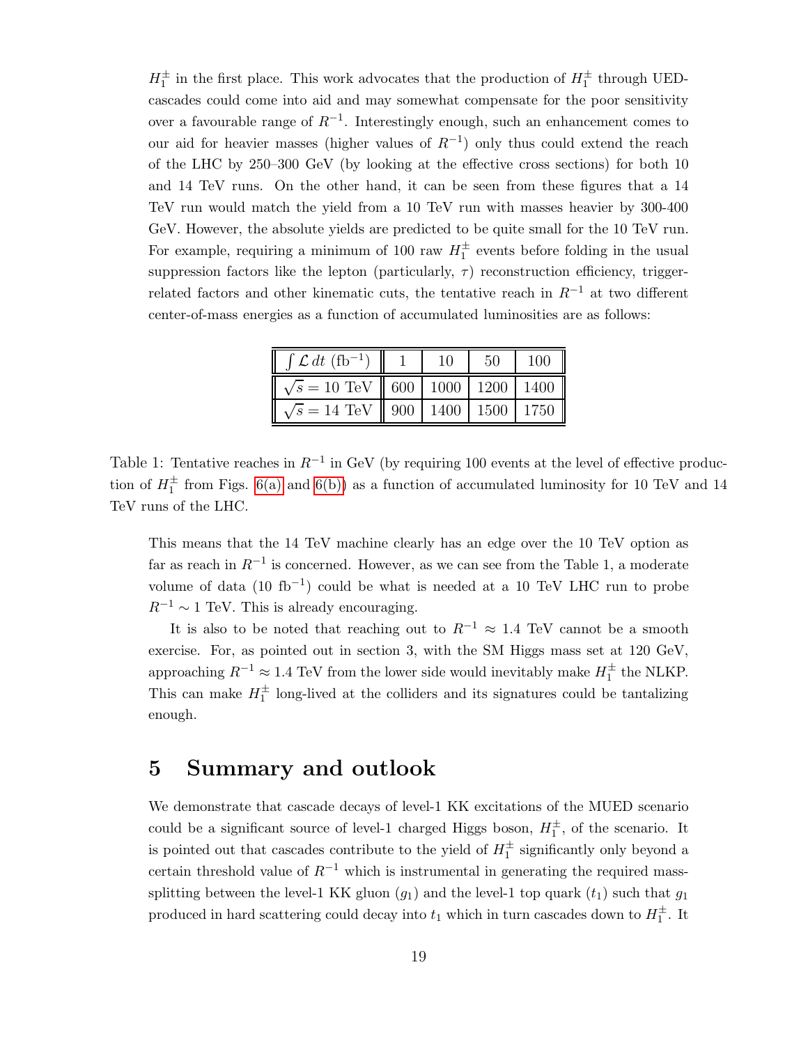$H_1^\pm$ in the first place. This work advocates that the production of $H_1^\pm$ through UED-cascades could come into aid and may somewhat compensate for the poor sensitivity over a favourable range of $R^{-1}$. Interestingly enough, such an enhancement comes to our aid for heavier masses (higher values of $R^{-1}$) only thus could extend the reach of the LHC by 250–300 GeV (by looking at the effective cross sections) for both 10 and 14 TeV runs. On the other hand, it can be seen from these figures that a 14 TeV run would match the yield from a 10 TeV run with masses heavier by 300-400 GeV. However, the absolute yields are predicted to be quite small for the 10 TeV run. For example, requiring a minimum of 100 raw $H_1^\pm$ events before folding in the usual suppression factors like the lepton (particularly, $\tau$) reconstruction efficiency, trigger-related factors and other kinematic cuts, the tentative reach in $R^{-1}$ at two different center-of-mass energies as a function of accumulated luminosities are as follows:

| $\int \mathcal{L}\, dt$ (fb$^{-1}$) | 1 | 10 | 50 | 100 |
|---|---|---|---|---|
| $\sqrt{s} = 10$ TeV | 600 | 1000 | 1200 | 1400 |
| $\sqrt{s} = 14$ TeV | 900 | 1400 | 1500 | 1750 |

Table 1: Tentative reaches in $R^{-1}$ in GeV (by requiring 100 events at the level of effective production of $H_1^\pm$ from Figs. 6(a) and 6(b)) as a function of accumulated luminosity for 10 TeV and 14 TeV runs of the LHC.

This means that the 14 TeV machine clearly has an edge over the 10 TeV option as far as reach in $R^{-1}$ is concerned. However, as we can see from the Table 1, a moderate volume of data (10 fb$^{-1}$) could be what is needed at a 10 TeV LHC run to probe $R^{-1} \sim 1$ TeV. This is already encouraging.

It is also to be noted that reaching out to $R^{-1} \approx 1.4$ TeV cannot be a smooth exercise. For, as pointed out in section 3, with the SM Higgs mass set at 120 GeV, approaching $R^{-1} \approx 1.4$ TeV from the lower side would inevitably make $H_1^\pm$ the NLKP. This can make $H_1^\pm$ long-lived at the colliders and its signatures could be tantalizing enough.

## 5 Summary and outlook

We demonstrate that cascade decays of level-1 KK excitations of the MUED scenario could be a significant source of level-1 charged Higgs boson, $H_1^\pm$, of the scenario. It is pointed out that cascades contribute to the yield of $H_1^\pm$ significantly only beyond a certain threshold value of $R^{-1}$ which is instrumental in generating the required mass-splitting between the level-1 KK gluon ($g_1$) and the level-1 top quark ($t_1$) such that $g_1$ produced in hard scattering could decay into $t_1$ which in turn cascades down to $H_1^\pm$. It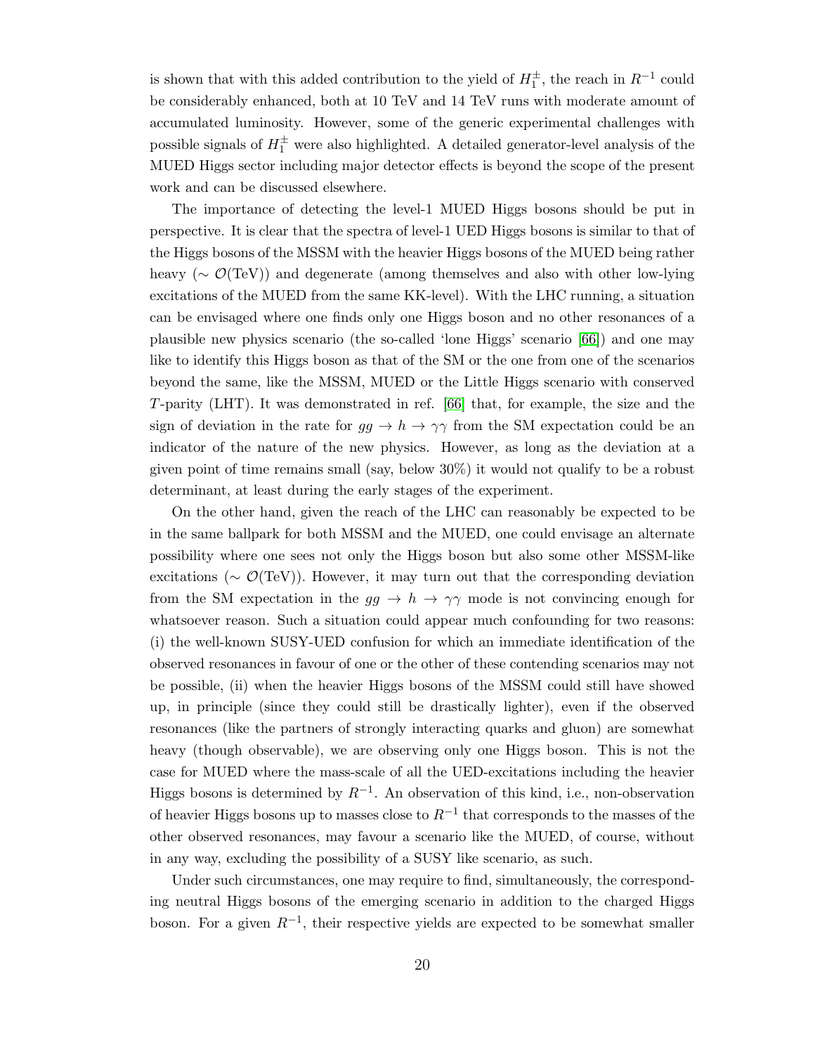is shown that with this added contribution to the yield of $H_1^\pm$, the reach in $R^{-1}$ could be considerably enhanced, both at 10 TeV and 14 TeV runs with moderate amount of accumulated luminosity. However, some of the generic experimental challenges with possible signals of $H_1^\pm$ were also highlighted. A detailed generator-level analysis of the MUED Higgs sector including major detector effects is beyond the scope of the present work and can be discussed elsewhere.

The importance of detecting the level-1 MUED Higgs bosons should be put in perspective. It is clear that the spectra of level-1 UED Higgs bosons is similar to that of the Higgs bosons of the MSSM with the heavier Higgs bosons of the MUED being rather heavy ($\sim \mathcal{O}$(TeV)) and degenerate (among themselves and also with other low-lying excitations of the MUED from the same KK-level). With the LHC running, a situation can be envisaged where one finds only one Higgs boson and no other resonances of a plausible new physics scenario (the so-called 'lone Higgs' scenario [66]) and one may like to identify this Higgs boson as that of the SM or the one from one of the scenarios beyond the same, like the MSSM, MUED or the Little Higgs scenario with conserved $T$-parity (LHT). It was demonstrated in ref. [66] that, for example, the size and the sign of deviation in the rate for $gg \to h \to \gamma\gamma$ from the SM expectation could be an indicator of the nature of the new physics. However, as long as the deviation at a given point of time remains small (say, below 30%) it would not qualify to be a robust determinant, at least during the early stages of the experiment.

On the other hand, given the reach of the LHC can reasonably be expected to be in the same ballpark for both MSSM and the MUED, one could envisage an alternate possibility where one sees not only the Higgs boson but also some other MSSM-like excitations ($\sim \mathcal{O}$(TeV)). However, it may turn out that the corresponding deviation from the SM expectation in the $gg \to h \to \gamma\gamma$ mode is not convincing enough for whatsoever reason. Such a situation could appear much confounding for two reasons: (i) the well-known SUSY-UED confusion for which an immediate identification of the observed resonances in favour of one or the other of these contending scenarios may not be possible, (ii) when the heavier Higgs bosons of the MSSM could still have showed up, in principle (since they could still be drastically lighter), even if the observed resonances (like the partners of strongly interacting quarks and gluon) are somewhat heavy (though observable), we are observing only one Higgs boson. This is not the case for MUED where the mass-scale of all the UED-excitations including the heavier Higgs bosons is determined by $R^{-1}$. An observation of this kind, i.e., non-observation of heavier Higgs bosons up to masses close to $R^{-1}$ that corresponds to the masses of the other observed resonances, may favour a scenario like the MUED, of course, without in any way, excluding the possibility of a SUSY like scenario, as such.

Under such circumstances, one may require to find, simultaneously, the corresponding neutral Higgs bosons of the emerging scenario in addition to the charged Higgs boson. For a given $R^{-1}$, their respective yields are expected to be somewhat smaller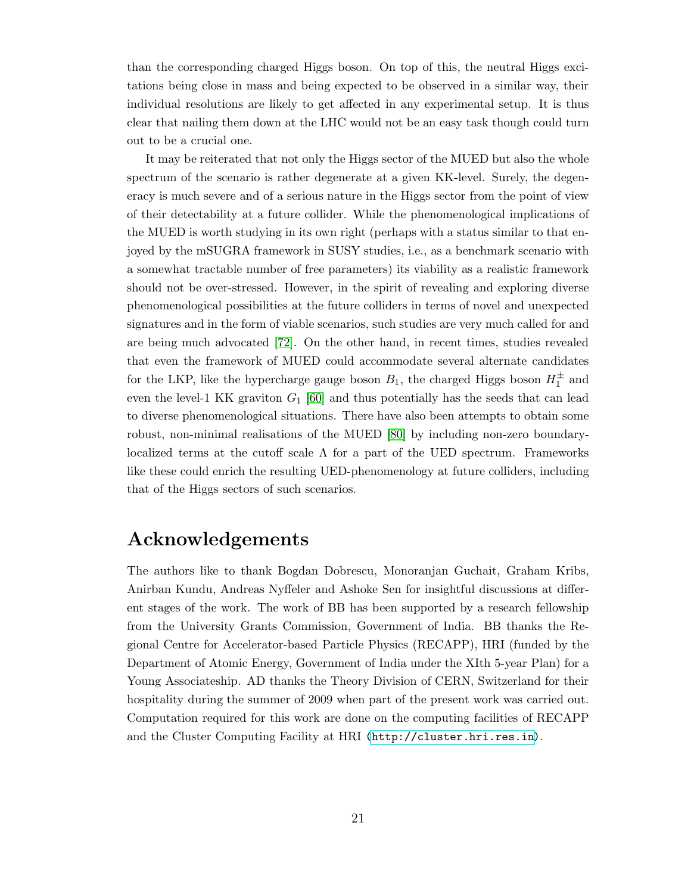than the corresponding charged Higgs boson. On top of this, the neutral Higgs excitations being close in mass and being expected to be observed in a similar way, their individual resolutions are likely to get affected in any experimental setup. It is thus clear that nailing them down at the LHC would not be an easy task though could turn out to be a crucial one.

It may be reiterated that not only the Higgs sector of the MUED but also the whole spectrum of the scenario is rather degenerate at a given KK-level. Surely, the degeneracy is much severe and of a serious nature in the Higgs sector from the point of view of their detectability at a future collider. While the phenomenological implications of the MUED is worth studying in its own right (perhaps with a status similar to that enjoyed by the mSUGRA framework in SUSY studies, i.e., as a benchmark scenario with a somewhat tractable number of free parameters) its viability as a realistic framework should not be over-stressed. However, in the spirit of revealing and exploring diverse phenomenological possibilities at the future colliders in terms of novel and unexpected signatures and in the form of viable scenarios, such studies are very much called for and are being much advocated [72]. On the other hand, in recent times, studies revealed that even the framework of MUED could accommodate several alternate candidates for the LKP, like the hypercharge gauge boson $B_1$, the charged Higgs boson $H_1^\pm$ and even the level-1 KK graviton $G_1$ [60] and thus potentially has the seeds that can lead to diverse phenomenological situations. There have also been attempts to obtain some robust, non-minimal realisations of the MUED [80] by including non-zero boundary-localized terms at the cutoff scale $\Lambda$ for a part of the UED spectrum. Frameworks like these could enrich the resulting UED-phenomenology at future colliders, including that of the Higgs sectors of such scenarios.

# Acknowledgements

The authors like to thank Bogdan Dobrescu, Monoranjan Guchait, Graham Kribs, Anirban Kundu, Andreas Nyffeler and Ashoke Sen for insightful discussions at different stages of the work. The work of BB has been supported by a research fellowship from the University Grants Commission, Government of India. BB thanks the Regional Centre for Accelerator-based Particle Physics (RECAPP), HRI (funded by the Department of Atomic Energy, Government of India under the XIth 5-year Plan) for a Young Associateship. AD thanks the Theory Division of CERN, Switzerland for their hospitality during the summer of 2009 when part of the present work was carried out. Computation required for this work are done on the computing facilities of RECAPP and the Cluster Computing Facility at HRI (http://cluster.hri.res.in).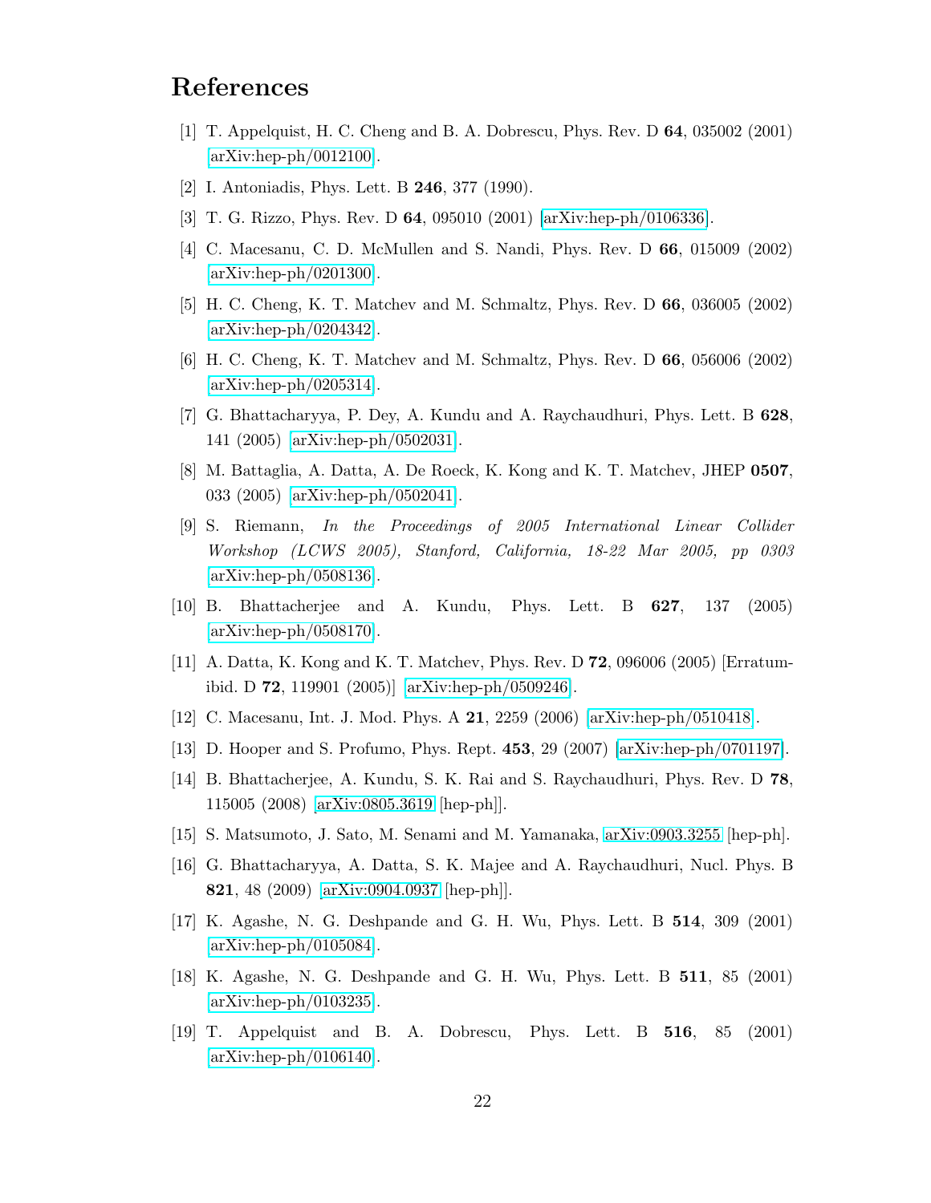# References

[1] T. Appelquist, H. C. Cheng and B. A. Dobrescu, Phys. Rev. D **64**, 035002 (2001) [arXiv:hep-ph/0012100].

[2] I. Antoniadis, Phys. Lett. B **246**, 377 (1990).

[3] T. G. Rizzo, Phys. Rev. D **64**, 095010 (2001) [arXiv:hep-ph/0106336].

[4] C. Macesanu, C. D. McMullen and S. Nandi, Phys. Rev. D **66**, 015009 (2002) [arXiv:hep-ph/0201300].

[5] H. C. Cheng, K. T. Matchev and M. Schmaltz, Phys. Rev. D **66**, 036005 (2002) [arXiv:hep-ph/0204342].

[6] H. C. Cheng, K. T. Matchev and M. Schmaltz, Phys. Rev. D **66**, 056006 (2002) [arXiv:hep-ph/0205314].

[7] G. Bhattacharyya, P. Dey, A. Kundu and A. Raychaudhuri, Phys. Lett. B **628**, 141 (2005) [arXiv:hep-ph/0502031].

[8] M. Battaglia, A. Datta, A. De Roeck, K. Kong and K. T. Matchev, JHEP **0507**, 033 (2005) [arXiv:hep-ph/0502041].

[9] S. Riemann, *In the Proceedings of 2005 International Linear Collider Workshop (LCWS 2005), Stanford, California, 18-22 Mar 2005, pp 0303* [arXiv:hep-ph/0508136].

[10] B. Bhattacherjee and A. Kundu, Phys. Lett. B **627**, 137 (2005) [arXiv:hep-ph/0508170].

[11] A. Datta, K. Kong and K. T. Matchev, Phys. Rev. D **72**, 096006 (2005) [Erratum-ibid. D **72**, 119901 (2005)] [arXiv:hep-ph/0509246].

[12] C. Macesanu, Int. J. Mod. Phys. A **21**, 2259 (2006) [arXiv:hep-ph/0510418].

[13] D. Hooper and S. Profumo, Phys. Rept. **453**, 29 (2007) [arXiv:hep-ph/0701197].

[14] B. Bhattacherjee, A. Kundu, S. K. Rai and S. Raychaudhuri, Phys. Rev. D **78**, 115005 (2008) [arXiv:0805.3619 [hep-ph]].

[15] S. Matsumoto, J. Sato, M. Senami and M. Yamanaka, arXiv:0903.3255 [hep-ph].

[16] G. Bhattacharyya, A. Datta, S. K. Majee and A. Raychaudhuri, Nucl. Phys. B **821**, 48 (2009) [arXiv:0904.0937 [hep-ph]].

[17] K. Agashe, N. G. Deshpande and G. H. Wu, Phys. Lett. B **514**, 309 (2001) [arXiv:hep-ph/0105084].

[18] K. Agashe, N. G. Deshpande and G. H. Wu, Phys. Lett. B **511**, 85 (2001) [arXiv:hep-ph/0103235].

[19] T. Appelquist and B. A. Dobrescu, Phys. Lett. B **516**, 85 (2001) [arXiv:hep-ph/0106140].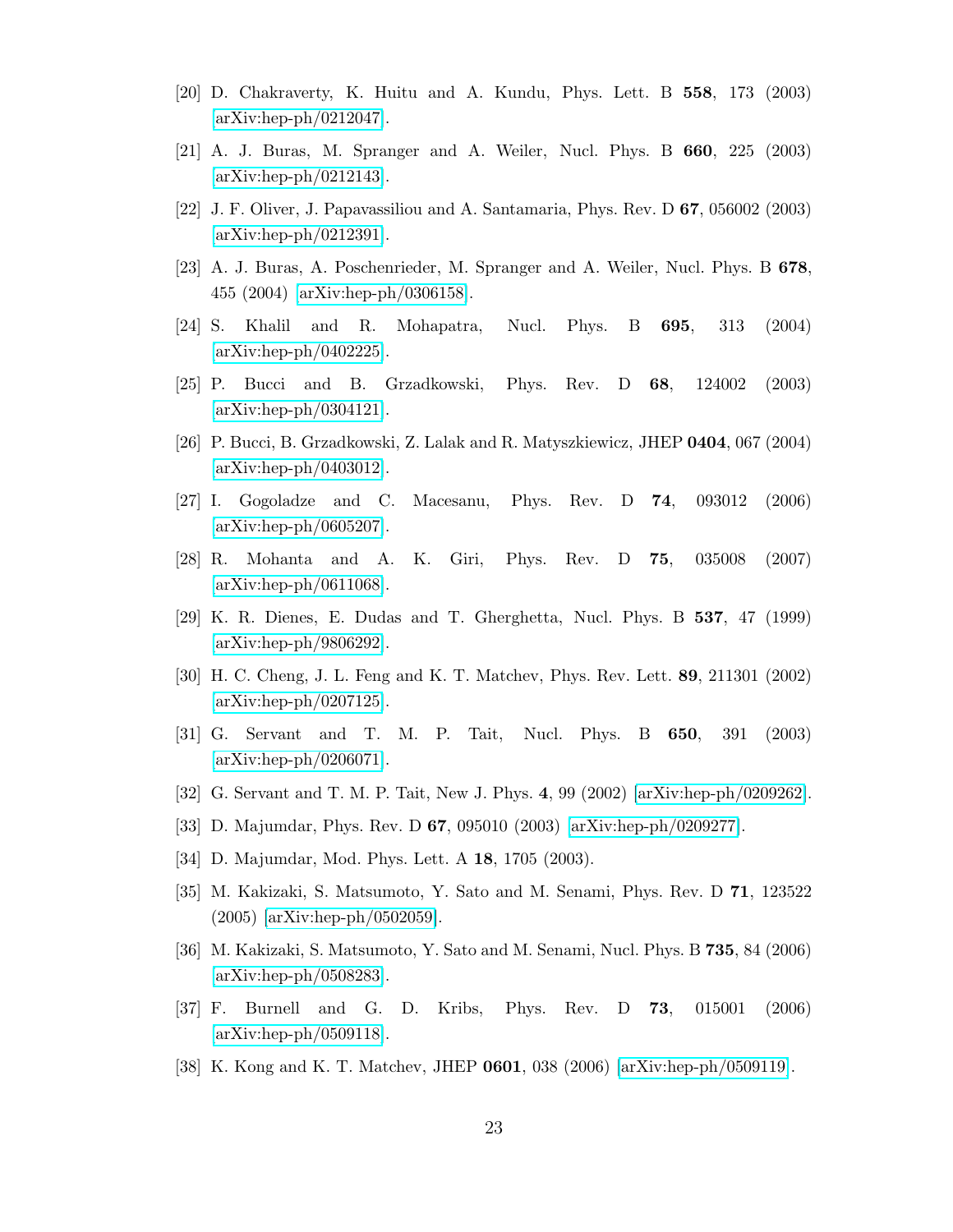[20] D. Chakraverty, K. Huitu and A. Kundu, Phys. Lett. B **558**, 173 (2003) [arXiv:hep-ph/0212047].

[21] A. J. Buras, M. Spranger and A. Weiler, Nucl. Phys. B **660**, 225 (2003) [arXiv:hep-ph/0212143].

[22] J. F. Oliver, J. Papavassiliou and A. Santamaria, Phys. Rev. D **67**, 056002 (2003) [arXiv:hep-ph/0212391].

[23] A. J. Buras, A. Poschenrieder, M. Spranger and A. Weiler, Nucl. Phys. B **678**, 455 (2004) [arXiv:hep-ph/0306158].

[24] S. Khalil and R. Mohapatra, Nucl. Phys. B **695**, 313 (2004) [arXiv:hep-ph/0402225].

[25] P. Bucci and B. Grzadkowski, Phys. Rev. D **68**, 124002 (2003) [arXiv:hep-ph/0304121].

[26] P. Bucci, B. Grzadkowski, Z. Lalak and R. Matyszkiewicz, JHEP **0404**, 067 (2004) [arXiv:hep-ph/0403012].

[27] I. Gogoladze and C. Macesanu, Phys. Rev. D **74**, 093012 (2006) [arXiv:hep-ph/0605207].

[28] R. Mohanta and A. K. Giri, Phys. Rev. D **75**, 035008 (2007) [arXiv:hep-ph/0611068].

[29] K. R. Dienes, E. Dudas and T. Gherghetta, Nucl. Phys. B **537**, 47 (1999) [arXiv:hep-ph/9806292].

[30] H. C. Cheng, J. L. Feng and K. T. Matchev, Phys. Rev. Lett. **89**, 211301 (2002) [arXiv:hep-ph/0207125].

[31] G. Servant and T. M. P. Tait, Nucl. Phys. B **650**, 391 (2003) [arXiv:hep-ph/0206071].

[32] G. Servant and T. M. P. Tait, New J. Phys. **4**, 99 (2002) [arXiv:hep-ph/0209262].

[33] D. Majumdar, Phys. Rev. D **67**, 095010 (2003) [arXiv:hep-ph/0209277].

[34] D. Majumdar, Mod. Phys. Lett. A **18**, 1705 (2003).

[35] M. Kakizaki, S. Matsumoto, Y. Sato and M. Senami, Phys. Rev. D **71**, 123522 (2005) [arXiv:hep-ph/0502059].

[36] M. Kakizaki, S. Matsumoto, Y. Sato and M. Senami, Nucl. Phys. B **735**, 84 (2006) [arXiv:hep-ph/0508283].

[37] F. Burnell and G. D. Kribs, Phys. Rev. D **73**, 015001 (2006) [arXiv:hep-ph/0509118].

[38] K. Kong and K. T. Matchev, JHEP **0601**, 038 (2006) [arXiv:hep-ph/0509119].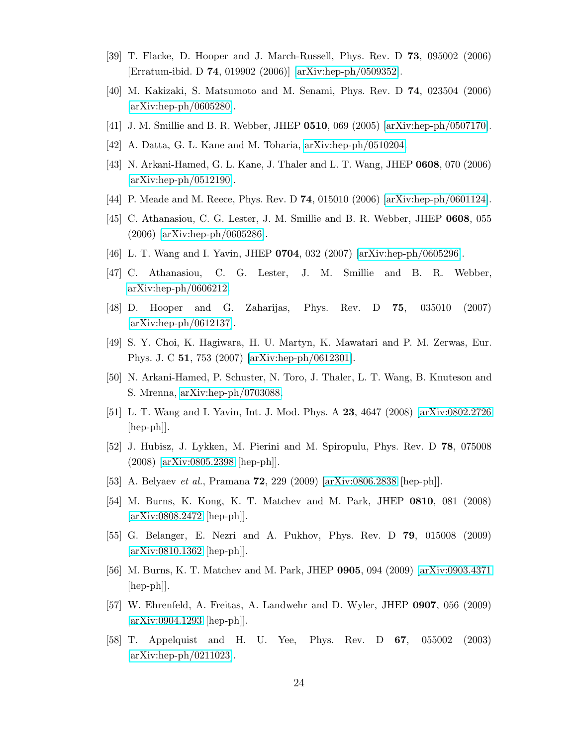[39] T. Flacke, D. Hooper and J. March-Russell, Phys. Rev. D **73**, 095002 (2006) [Erratum-ibid. D **74**, 019902 (2006)] [arXiv:hep-ph/0509352].

[40] M. Kakizaki, S. Matsumoto and M. Senami, Phys. Rev. D **74**, 023504 (2006) [arXiv:hep-ph/0605280].

[41] J. M. Smillie and B. R. Webber, JHEP **0510**, 069 (2005) [arXiv:hep-ph/0507170].

[42] A. Datta, G. L. Kane and M. Toharia, arXiv:hep-ph/0510204.

[43] N. Arkani-Hamed, G. L. Kane, J. Thaler and L. T. Wang, JHEP **0608**, 070 (2006) [arXiv:hep-ph/0512190].

[44] P. Meade and M. Reece, Phys. Rev. D **74**, 015010 (2006) [arXiv:hep-ph/0601124].

[45] C. Athanasiou, C. G. Lester, J. M. Smillie and B. R. Webber, JHEP **0608**, 055 (2006) [arXiv:hep-ph/0605286].

[46] L. T. Wang and I. Yavin, JHEP **0704**, 032 (2007) [arXiv:hep-ph/0605296].

[47] C. Athanasiou, C. G. Lester, J. M. Smillie and B. R. Webber, arXiv:hep-ph/0606212.

[48] D. Hooper and G. Zaharijas, Phys. Rev. D **75**, 035010 (2007) [arXiv:hep-ph/0612137].

[49] S. Y. Choi, K. Hagiwara, H. U. Martyn, K. Mawatari and P. M. Zerwas, Eur. Phys. J. C **51**, 753 (2007) [arXiv:hep-ph/0612301].

[50] N. Arkani-Hamed, P. Schuster, N. Toro, J. Thaler, L. T. Wang, B. Knuteson and S. Mrenna, arXiv:hep-ph/0703088.

[51] L. T. Wang and I. Yavin, Int. J. Mod. Phys. A **23**, 4647 (2008) [arXiv:0802.2726 [hep-ph]].

[52] J. Hubisz, J. Lykken, M. Pierini and M. Spiropulu, Phys. Rev. D **78**, 075008 (2008) [arXiv:0805.2398 [hep-ph]].

[53] A. Belyaev *et al.*, Pramana **72**, 229 (2009) [arXiv:0806.2838 [hep-ph]].

[54] M. Burns, K. Kong, K. T. Matchev and M. Park, JHEP **0810**, 081 (2008) [arXiv:0808.2472 [hep-ph]].

[55] G. Belanger, E. Nezri and A. Pukhov, Phys. Rev. D **79**, 015008 (2009) [arXiv:0810.1362 [hep-ph]].

[56] M. Burns, K. T. Matchev and M. Park, JHEP **0905**, 094 (2009) [arXiv:0903.4371 [hep-ph]].

[57] W. Ehrenfeld, A. Freitas, A. Landwehr and D. Wyler, JHEP **0907**, 056 (2009) [arXiv:0904.1293 [hep-ph]].

[58] T. Appelquist and H. U. Yee, Phys. Rev. D **67**, 055002 (2003) [arXiv:hep-ph/0211023].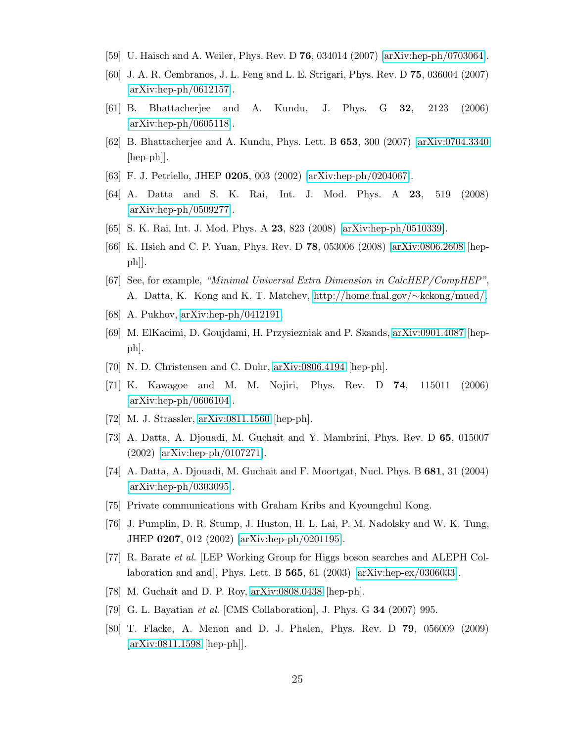[59] U. Haisch and A. Weiler, Phys. Rev. D **76**, 034014 (2007) [arXiv:hep-ph/0703064].

[60] J. A. R. Cembranos, J. L. Feng and L. E. Strigari, Phys. Rev. D **75**, 036004 (2007) [arXiv:hep-ph/0612157].

[61] B. Bhattacherjee and A. Kundu, J. Phys. G **32**, 2123 (2006) [arXiv:hep-ph/0605118].

[62] B. Bhattacherjee and A. Kundu, Phys. Lett. B **653**, 300 (2007) [arXiv:0704.3340 [hep-ph]].

[63] F. J. Petriello, JHEP **0205**, 003 (2002) [arXiv:hep-ph/0204067].

[64] A. Datta and S. K. Rai, Int. J. Mod. Phys. A **23**, 519 (2008) [arXiv:hep-ph/0509277].

[65] S. K. Rai, Int. J. Mod. Phys. A **23**, 823 (2008) [arXiv:hep-ph/0510339].

[66] K. Hsieh and C. P. Yuan, Phys. Rev. D **78**, 053006 (2008) [arXiv:0806.2608 [hep-ph]].

[67] See, for example, *"Minimal Universal Extra Dimension in CalcHEP/CompHEP"*, A. Datta, K. Kong and K. T. Matchev, http://home.fnal.gov/∼kckong/mued/.

[68] A. Pukhov, arXiv:hep-ph/0412191.

[69] M. ElKacimi, D. Goujdami, H. Przysiezniak and P. Skands, arXiv:0901.4087 [hep-ph].

[70] N. D. Christensen and C. Duhr, arXiv:0806.4194 [hep-ph].

[71] K. Kawagoe and M. M. Nojiri, Phys. Rev. D **74**, 115011 (2006) [arXiv:hep-ph/0606104].

[72] M. J. Strassler, arXiv:0811.1560 [hep-ph].

[73] A. Datta, A. Djouadi, M. Guchait and Y. Mambrini, Phys. Rev. D **65**, 015007 (2002) [arXiv:hep-ph/0107271].

[74] A. Datta, A. Djouadi, M. Guchait and F. Moortgat, Nucl. Phys. B **681**, 31 (2004) [arXiv:hep-ph/0303095].

[75] Private communications with Graham Kribs and Kyoungchul Kong.

[76] J. Pumplin, D. R. Stump, J. Huston, H. L. Lai, P. M. Nadolsky and W. K. Tung, JHEP **0207**, 012 (2002) [arXiv:hep-ph/0201195].

[77] R. Barate *et al.* [LEP Working Group for Higgs boson searches and ALEPH Collaboration and and], Phys. Lett. B **565**, 61 (2003) [arXiv:hep-ex/0306033].

[78] M. Guchait and D. P. Roy, arXiv:0808.0438 [hep-ph].

[79] G. L. Bayatian *et al.* [CMS Collaboration], J. Phys. G **34** (2007) 995.

[80] T. Flacke, A. Menon and D. J. Phalen, Phys. Rev. D **79**, 056009 (2009) [arXiv:0811.1598 [hep-ph]].